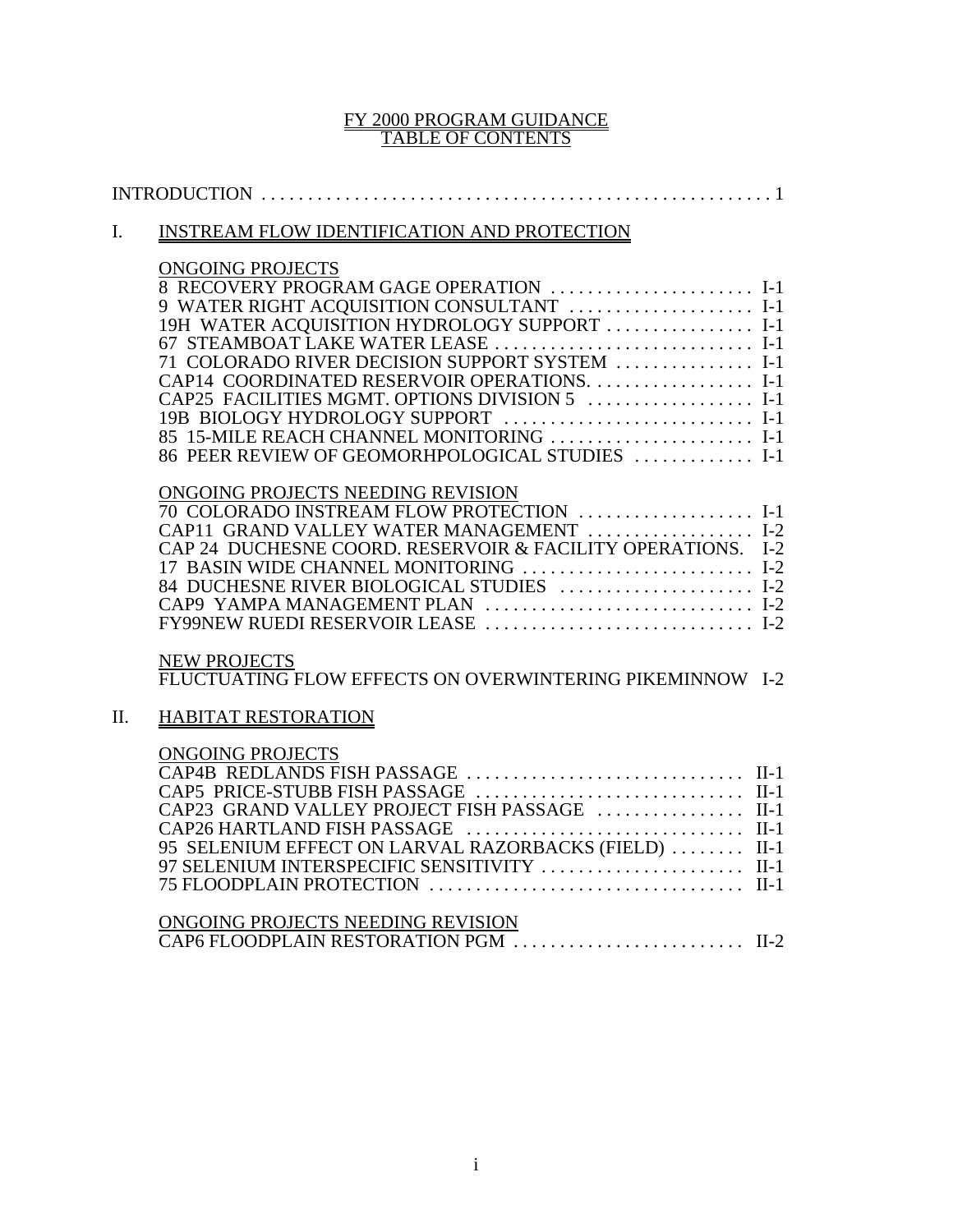# FY 2000 PROGRAM GUIDANCE
# TABLE OF CONTENTS

INTRODUCTION . . . . . . . . . . . . . . . . . . . . . . . . . . . . . . . . . . . . . . . . . . . . . . . . . . . . . 1

## I. INSTREAM FLOW IDENTIFICATION AND PROTECTION

### ONGOING PROJECTS

8 RECOVERY PROGRAM GAGE OPERATION . . . . . . . . . . . . . . . . . . . . . . I-1
9 WATER RIGHT ACQUISITION CONSULTANT . . . . . . . . . . . . . . . . . . . . I-1
19H WATER ACQUISITION HYDROLOGY SUPPORT . . . . . . . . . . . . . . . . I-1
67 STEAMBOAT LAKE WATER LEASE . . . . . . . . . . . . . . . . . . . . . . . . . . . . I-1
71 COLORADO RIVER DECISION SUPPORT SYSTEM . . . . . . . . . . . . . . . I-1
CAP14 COORDINATED RESERVOIR OPERATIONS. . . . . . . . . . . . . . . . . . I-1
CAP25 FACILITIES MGMT. OPTIONS DIVISION 5 . . . . . . . . . . . . . . . . . . I-1
19B BIOLOGY HYDROLOGY SUPPORT . . . . . . . . . . . . . . . . . . . . . . . . . . . I-1
85 15-MILE REACH CHANNEL MONITORING . . . . . . . . . . . . . . . . . . . . . . I-1
86 PEER REVIEW OF GEOMORHPOLOGICAL STUDIES . . . . . . . . . . . . . I-1

### ONGOING PROJECTS NEEDING REVISION

70 COLORADO INSTREAM FLOW PROTECTION . . . . . . . . . . . . . . . . . . . I-1
CAP11 GRAND VALLEY WATER MANAGEMENT . . . . . . . . . . . . . . . . . . I-2
CAP 24 DUCHESNE COORD. RESERVOIR & FACILITY OPERATIONS. I-2
17 BASIN WIDE CHANNEL MONITORING . . . . . . . . . . . . . . . . . . . . . . . . . I-2
84 DUCHESNE RIVER BIOLOGICAL STUDIES . . . . . . . . . . . . . . . . . . . . . I-2
CAP9 YAMPA MANAGEMENT PLAN . . . . . . . . . . . . . . . . . . . . . . . . . . . . . I-2
FY99NEW RUEDI RESERVOIR LEASE . . . . . . . . . . . . . . . . . . . . . . . . . . . . I-2

### NEW PROJECTS

FLUCTUATING FLOW EFFECTS ON OVERWINTERING PIKEMINNOW I-2

## II. HABITAT RESTORATION

### ONGOING PROJECTS

CAP4B REDLANDS FISH PASSAGE . . . . . . . . . . . . . . . . . . . . . . . . . . . . . . II-1
CAP5 PRICE-STUBB FISH PASSAGE . . . . . . . . . . . . . . . . . . . . . . . . . . . . . II-1
CAP23 GRAND VALLEY PROJECT FISH PASSAGE . . . . . . . . . . . . . . . . II-1
CAP26 HARTLAND FISH PASSAGE . . . . . . . . . . . . . . . . . . . . . . . . . . . . . II-1
95 SELENIUM EFFECT ON LARVAL RAZORBACKS (FIELD) . . . . . . . . II-1
97 SELENIUM INTERSPECIFIC SENSITIVITY . . . . . . . . . . . . . . . . . . . . . . II-1
75 FLOODPLAIN PROTECTION . . . . . . . . . . . . . . . . . . . . . . . . . . . . . . . . . II-1

### ONGOING PROJECTS NEEDING REVISION

CAP6 FLOODPLAIN RESTORATION PGM . . . . . . . . . . . . . . . . . . . . . . . . . II-2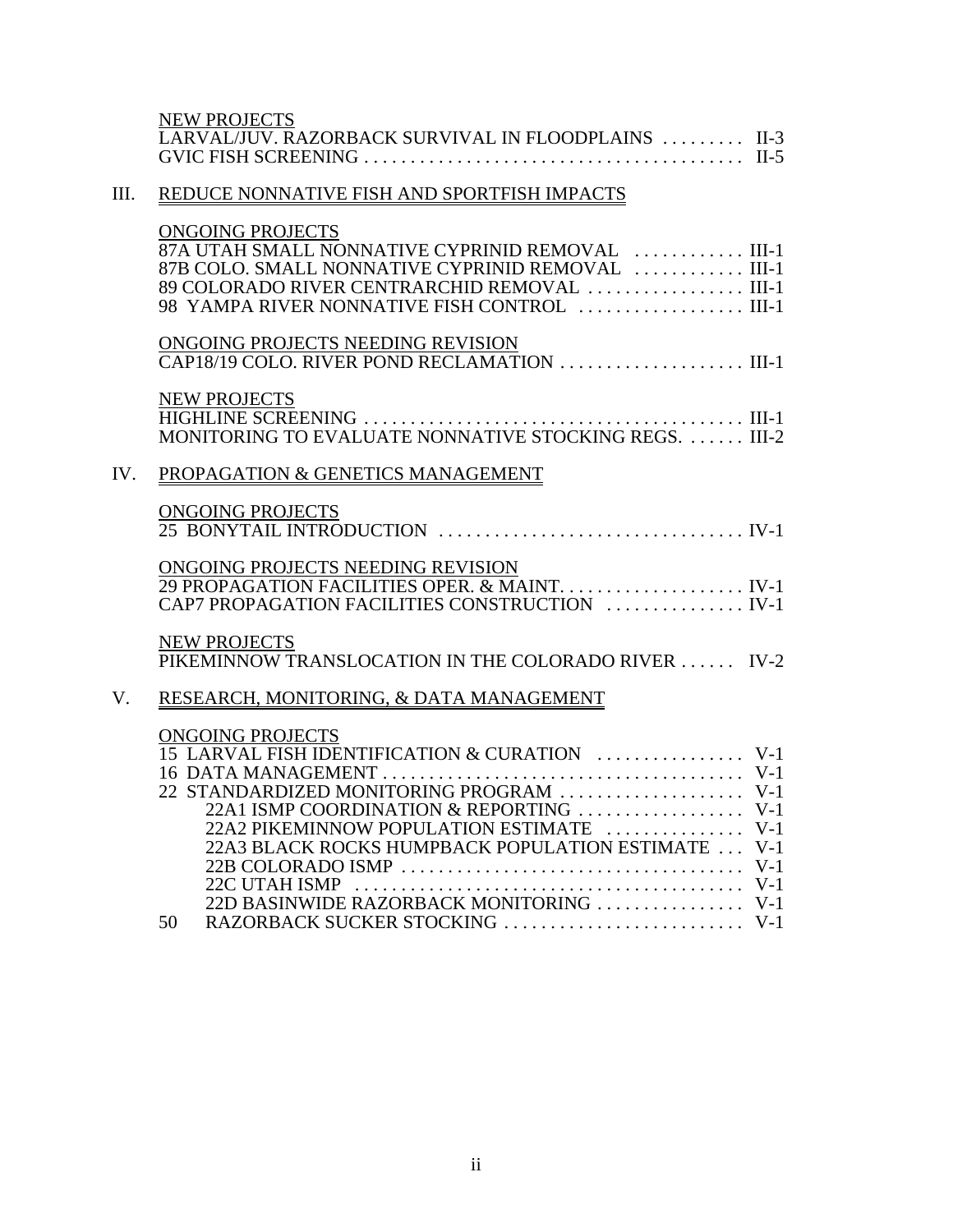NEW PROJECTS
LARVAL/JUV. RAZORBACK SURVIVAL IN FLOODPLAINS ......... II-3
GVIC FISH SCREENING ......................................... II-5

## III. REDUCE NONNATIVE FISH AND SPORTFISH IMPACTS

ONGOING PROJECTS
87A UTAH SMALL NONNATIVE CYPRINID REMOVAL ............ III-1
87B COLO. SMALL NONNATIVE CYPRINID REMOVAL ............ III-1
89 COLORADO RIVER CENTRARCHID REMOVAL ................. III-1
98 YAMPA RIVER NONNATIVE FISH CONTROL .................. III-1

ONGOING PROJECTS NEEDING REVISION
CAP18/19 COLO. RIVER POND RECLAMATION .................... III-1

NEW PROJECTS
HIGHLINE SCREENING ......................................... III-1
MONITORING TO EVALUATE NONNATIVE STOCKING REGS. ....... III-2

## IV. PROPAGATION & GENETICS MANAGEMENT

ONGOING PROJECTS
25 BONYTAIL INTRODUCTION ................................. IV-1

ONGOING PROJECTS NEEDING REVISION
29 PROPAGATION FACILITIES OPER. & MAINT. .................... IV-1
CAP7 PROPAGATION FACILITIES CONSTRUCTION ............... IV-1

NEW PROJECTS
PIKEMINNOW TRANSLOCATION IN THE COLORADO RIVER ...... IV-2

## V. RESEARCH, MONITORING, & DATA MANAGEMENT

ONGOING PROJECTS
15 LARVAL FISH IDENTIFICATION & CURATION ................ V-1
16 DATA MANAGEMENT ....................................... V-1
22 STANDARDIZED MONITORING PROGRAM .................... V-1
- 22A1 ISMP COORDINATION & REPORTING .................. V-1
- 22A2 PIKEMINNOW POPULATION ESTIMATE ............... V-1
- 22A3 BLACK ROCKS HUMPBACK POPULATION ESTIMATE ... V-1
- 22B COLORADO ISMP ..................................... V-1
- 22C UTAH ISMP ......................................... V-1
- 22D BASINWIDE RAZORBACK MONITORING ................ V-1

50 RAZORBACK SUCKER STOCKING .......................... V-1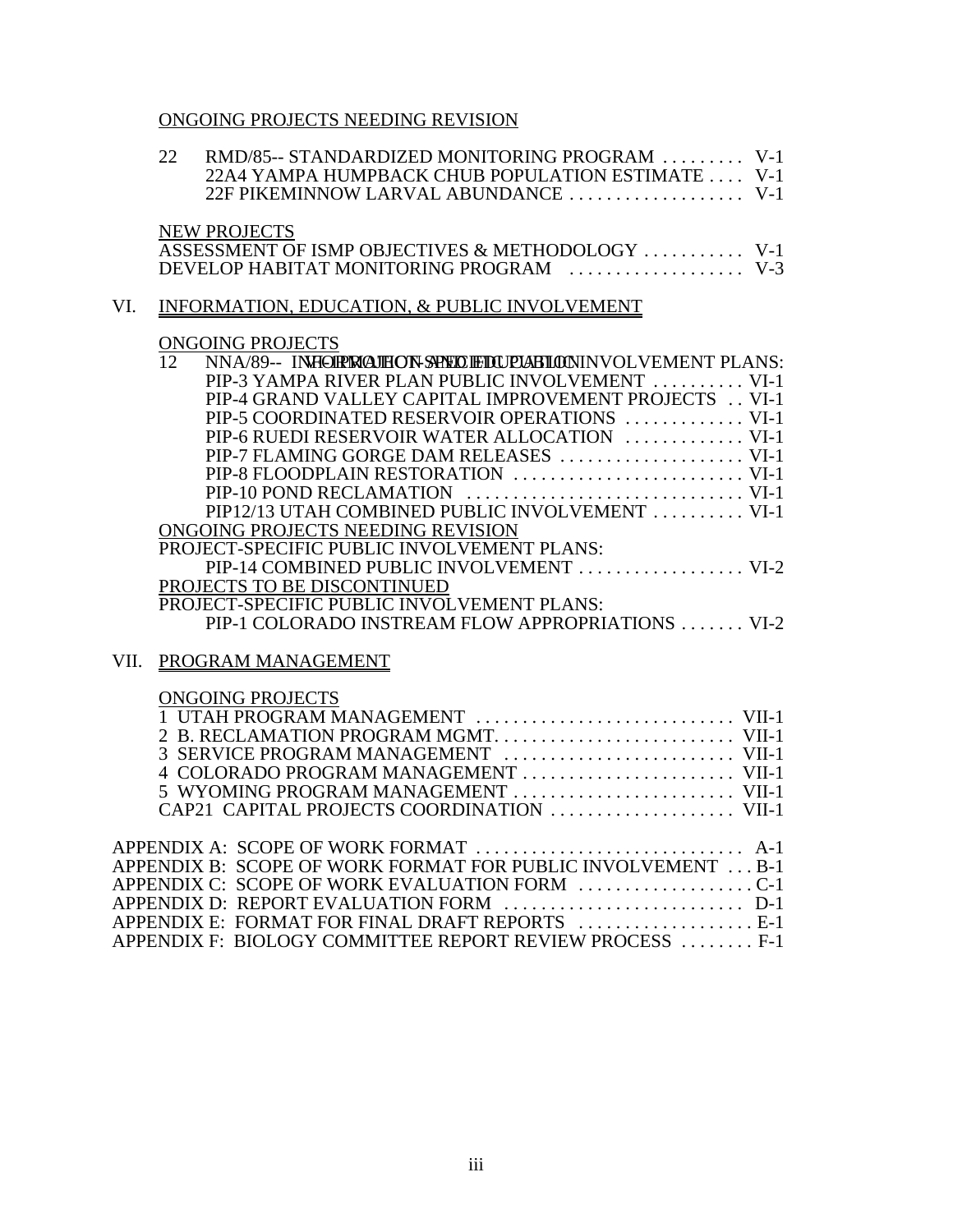ONGOING PROJECTS NEEDING REVISION

22 RMD/85-- STANDARDIZED MONITORING PROGRAM . . . . . . . . . V-1
22A4 YAMPA HUMPBACK CHUB POPULATION ESTIMATE . . . . V-1
22F PIKEMINNOW LARVAL ABUNDANCE . . . . . . . . . . . . . . . . . . . V-1

NEW PROJECTS

ASSESSMENT OF ISMP OBJECTIVES & METHODOLOGY . . . . . . . . . . . V-1
DEVELOP HABITAT MONITORING PROGRAM . . . . . . . . . . . . . . . . . . . V-3

VI. INFORMATION, EDUCATION, & PUBLIC INVOLVEMENT

ONGOING PROJECTS

12 NNA/89-- INFORMATION AND EDUCATION / PROJECT-SPECIFIC PUBLIC INVOLVEMENT PLANS:
PIP-3 YAMPA RIVER PLAN PUBLIC INVOLVEMENT . . . . . . . . . . VI-1
PIP-4 GRAND VALLEY CAPITAL IMPROVEMENT PROJECTS . . VI-1
PIP-5 COORDINATED RESERVOIR OPERATIONS . . . . . . . . . . . . . VI-1
PIP-6 RUEDI RESERVOIR WATER ALLOCATION . . . . . . . . . . . . . VI-1
PIP-7 FLAMING GORGE DAM RELEASES . . . . . . . . . . . . . . . . . . . . VI-1
PIP-8 FLOODPLAIN RESTORATION . . . . . . . . . . . . . . . . . . . . . . . . . VI-1
PIP-10 POND RECLAMATION . . . . . . . . . . . . . . . . . . . . . . . . . . . . . . VI-1
PIP12/13 UTAH COMBINED PUBLIC INVOLVEMENT . . . . . . . . . . VI-1

ONGOING PROJECTS NEEDING REVISION

PROJECT-SPECIFIC PUBLIC INVOLVEMENT PLANS:
PIP-14 COMBINED PUBLIC INVOLVEMENT . . . . . . . . . . . . . . . . . . VI-2

PROJECTS TO BE DISCONTINUED

PROJECT-SPECIFIC PUBLIC INVOLVEMENT PLANS:
PIP-1 COLORADO INSTREAM FLOW APPROPRIATIONS . . . . . . . VI-2

VII. PROGRAM MANAGEMENT

ONGOING PROJECTS

1 UTAH PROGRAM MANAGEMENT . . . . . . . . . . . . . . . . . . . . . . . . . . . . VII-1
2 B. RECLAMATION PROGRAM MGMT. . . . . . . . . . . . . . . . . . . . . . . . . . VII-1
3 SERVICE PROGRAM MANAGEMENT . . . . . . . . . . . . . . . . . . . . . . . . . VII-1
4 COLORADO PROGRAM MANAGEMENT . . . . . . . . . . . . . . . . . . . . . . . VII-1
5 WYOMING PROGRAM MANAGEMENT . . . . . . . . . . . . . . . . . . . . . . . . VII-1
CAP21 CAPITAL PROJECTS COORDINATION . . . . . . . . . . . . . . . . . . . . VII-1

APPENDIX A: SCOPE OF WORK FORMAT . . . . . . . . . . . . . . . . . . . . . . . . . . . . . A-1
APPENDIX B: SCOPE OF WORK FORMAT FOR PUBLIC INVOLVEMENT . . . B-1
APPENDIX C: SCOPE OF WORK EVALUATION FORM . . . . . . . . . . . . . . . . . . . C-1
APPENDIX D: REPORT EVALUATION FORM . . . . . . . . . . . . . . . . . . . . . . . . . . D-1
APPENDIX E: FORMAT FOR FINAL DRAFT REPORTS . . . . . . . . . . . . . . . . . . . E-1
APPENDIX F: BIOLOGY COMMITTEE REPORT REVIEW PROCESS . . . . . . . . F-1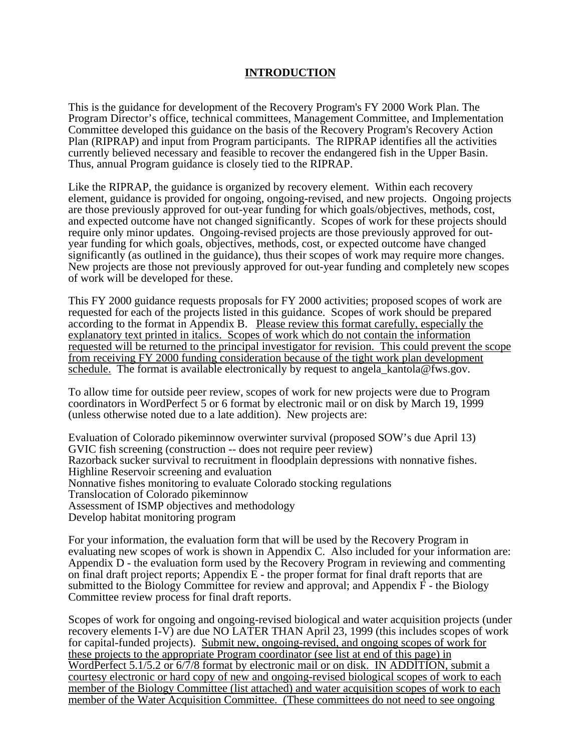# INTRODUCTION

This is the guidance for development of the Recovery Program's FY 2000 Work Plan. The Program Director's office, technical committees, Management Committee, and Implementation Committee developed this guidance on the basis of the Recovery Program's Recovery Action Plan (RIPRAP) and input from Program participants. The RIPRAP identifies all the activities currently believed necessary and feasible to recover the endangered fish in the Upper Basin. Thus, annual Program guidance is closely tied to the RIPRAP.

Like the RIPRAP, the guidance is organized by recovery element. Within each recovery element, guidance is provided for ongoing, ongoing-revised, and new projects. Ongoing projects are those previously approved for out-year funding for which goals/objectives, methods, cost, and expected outcome have not changed significantly. Scopes of work for these projects should require only minor updates. Ongoing-revised projects are those previously approved for out-year funding for which goals, objectives, methods, cost, or expected outcome have changed significantly (as outlined in the guidance), thus their scopes of work may require more changes. New projects are those not previously approved for out-year funding and completely new scopes of work will be developed for these.

This FY 2000 guidance requests proposals for FY 2000 activities; proposed scopes of work are requested for each of the projects listed in this guidance. Scopes of work should be prepared according to the format in Appendix B. <u>Please review this format carefully, especially the explanatory text printed in italics. Scopes of work which do not contain the information requested will be returned to the principal investigator for revision. This could prevent the scope from receiving FY 2000 funding consideration because of the tight work plan development schedule.</u> The format is available electronically by request to angela_kantola@fws.gov.

To allow time for outside peer review, scopes of work for new projects were due to Program coordinators in WordPerfect 5 or 6 format by electronic mail or on disk by March 19, 1999 (unless otherwise noted due to a late addition). New projects are:

Evaluation of Colorado pikeminnow overwinter survival (proposed SOW's due April 13)
GVIC fish screening (construction -- does not require peer review)
Razorback sucker survival to recruitment in floodplain depressions with nonnative fishes.
Highline Reservoir screening and evaluation
Nonnative fishes monitoring to evaluate Colorado stocking regulations
Translocation of Colorado pikeminnow
Assessment of ISMP objectives and methodology
Develop habitat monitoring program

For your information, the evaluation form that will be used by the Recovery Program in evaluating new scopes of work is shown in Appendix C. Also included for your information are: Appendix D - the evaluation form used by the Recovery Program in reviewing and commenting on final draft project reports; Appendix E - the proper format for final draft reports that are submitted to the Biology Committee for review and approval; and Appendix F - the Biology Committee review process for final draft reports.

Scopes of work for ongoing and ongoing-revised biological and water acquisition projects (under recovery elements I-V) are due NO LATER THAN April 23, 1999 (this includes scopes of work for capital-funded projects). <u>Submit new, ongoing-revised, and ongoing scopes of work for these projects to the appropriate Program coordinator (see list at end of this page) in WordPerfect 5.1/5.2 or 6/7/8 format by electronic mail or on disk. IN ADDITION, submit a courtesy electronic or hard copy of new and ongoing-revised biological scopes of work to each member of the Biology Committee (list attached) and water acquisition scopes of work to each member of the Water Acquisition Committee. (These committees do not need to see ongoing</u>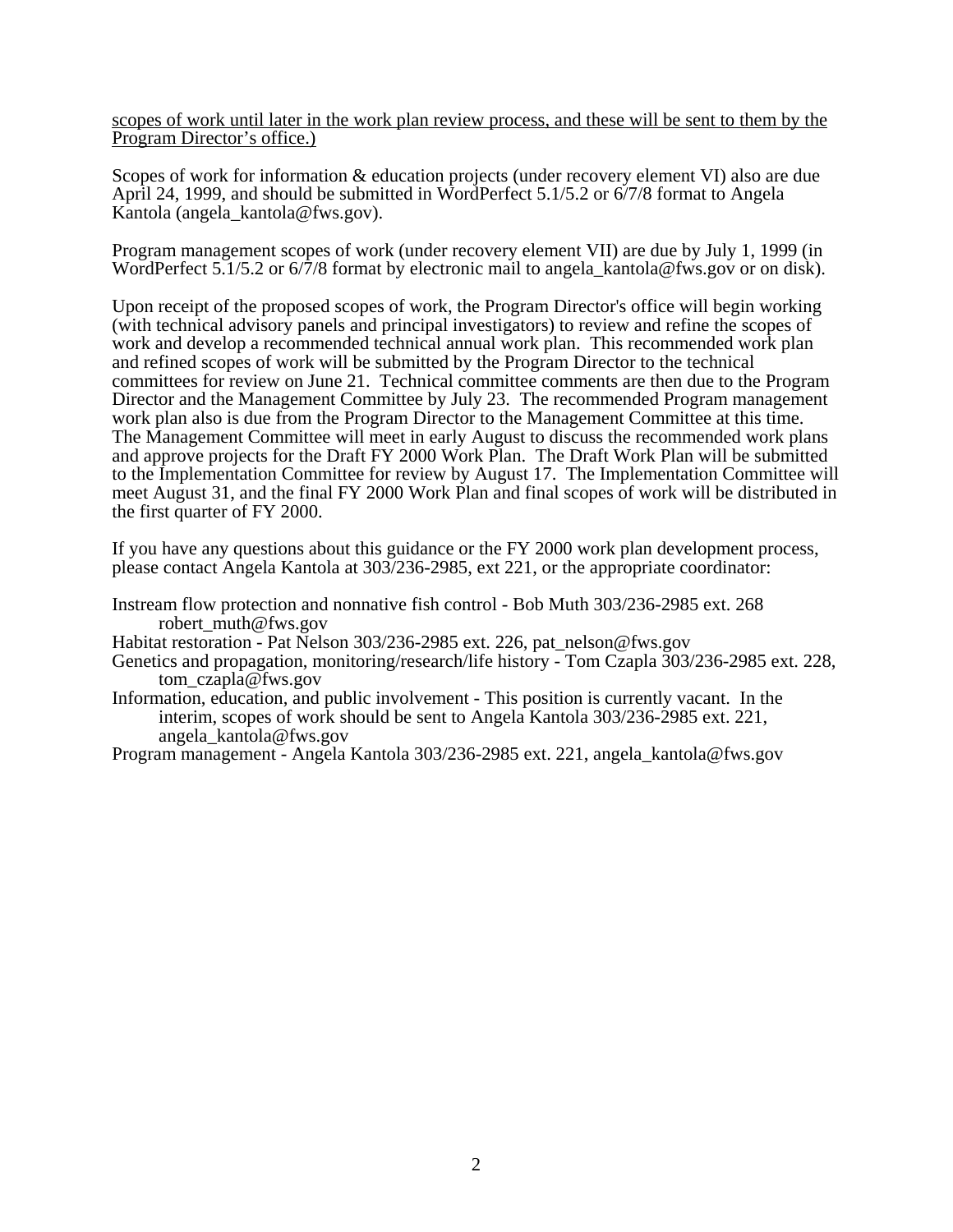<u>scopes of work until later in the work plan review process, and these will be sent to them by the Program Director's office.)</u>

Scopes of work for information & education projects (under recovery element VI) also are due April 24, 1999, and should be submitted in WordPerfect 5.1/5.2 or 6/7/8 format to Angela Kantola (angela_kantola@fws.gov).

Program management scopes of work (under recovery element VII) are due by July 1, 1999 (in WordPerfect 5.1/5.2 or 6/7/8 format by electronic mail to angela_kantola@fws.gov or on disk).

Upon receipt of the proposed scopes of work, the Program Director's office will begin working (with technical advisory panels and principal investigators) to review and refine the scopes of work and develop a recommended technical annual work plan. This recommended work plan and refined scopes of work will be submitted by the Program Director to the technical committees for review on June 21. Technical committee comments are then due to the Program Director and the Management Committee by July 23. The recommended Program management work plan also is due from the Program Director to the Management Committee at this time. The Management Committee will meet in early August to discuss the recommended work plans and approve projects for the Draft FY 2000 Work Plan. The Draft Work Plan will be submitted to the Implementation Committee for review by August 17. The Implementation Committee will meet August 31, and the final FY 2000 Work Plan and final scopes of work will be distributed in the first quarter of FY 2000.

If you have any questions about this guidance or the FY 2000 work plan development process, please contact Angela Kantola at 303/236-2985, ext 221, or the appropriate coordinator:

Instream flow protection and nonnative fish control - Bob Muth 303/236-2985 ext. 268 robert_muth@fws.gov

Habitat restoration - Pat Nelson 303/236-2985 ext. 226, pat_nelson@fws.gov

Genetics and propagation, monitoring/research/life history - Tom Czapla 303/236-2985 ext. 228, tom_czapla@fws.gov

Information, education, and public involvement - This position is currently vacant. In the interim, scopes of work should be sent to Angela Kantola 303/236-2985 ext. 221, angela_kantola@fws.gov

Program management - Angela Kantola 303/236-2985 ext. 221, angela_kantola@fws.gov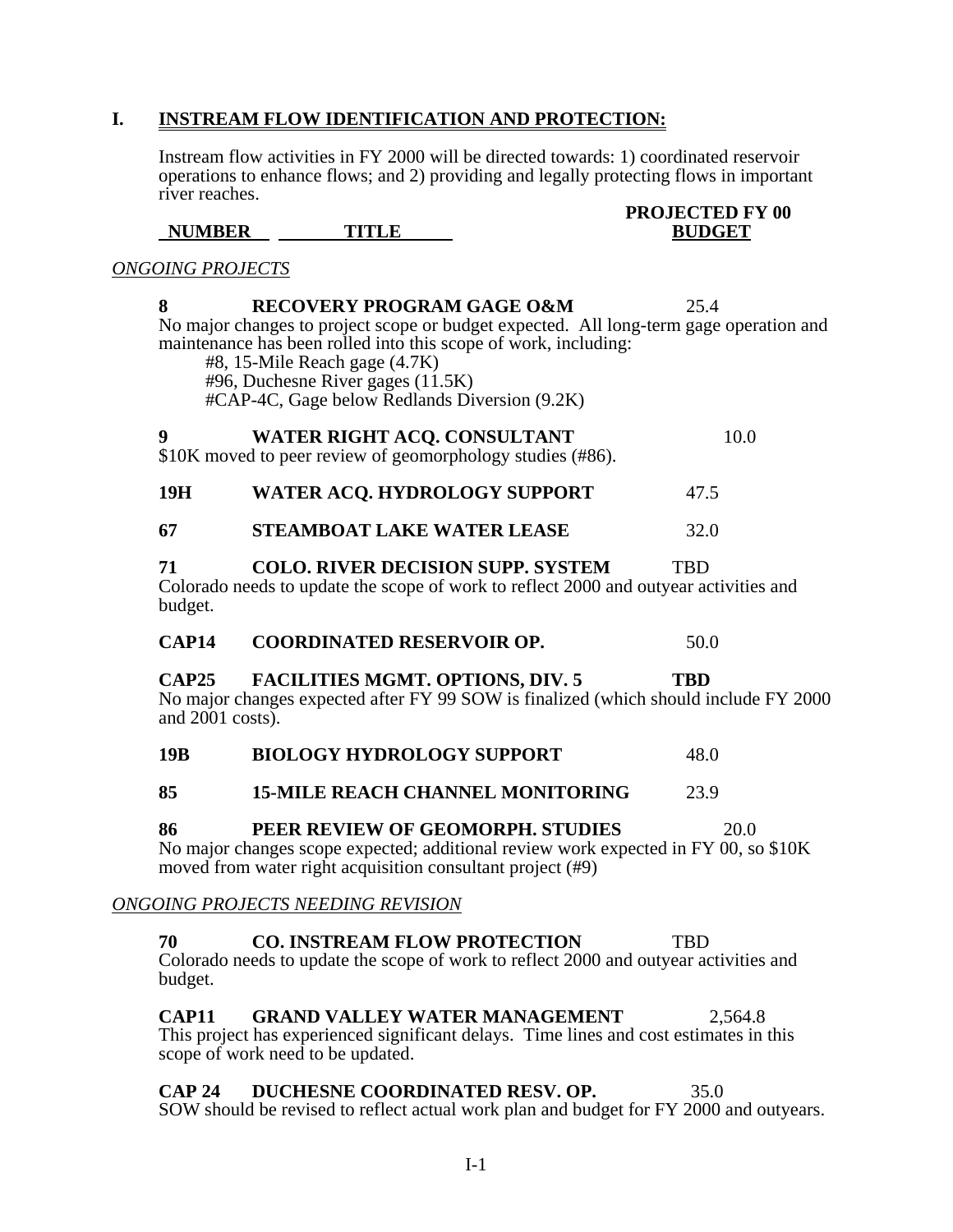## I. INSTREAM FLOW IDENTIFICATION AND PROTECTION:

Instream flow activities in FY 2000 will be directed towards: 1) coordinated reservoir operations to enhance flows; and 2) providing and legally protecting flows in important river reaches.

| NUMBER | TITLE | PROJECTED FY 00 BUDGET |
|---|---|---|

*ONGOING PROJECTS*

**8 RECOVERY PROGRAM GAGE O&M** 25.4

No major changes to project scope or budget expected. All long-term gage operation and maintenance has been rolled into this scope of work, including:

- #8, 15-Mile Reach gage (4.7K)
- #96, Duchesne River gages (11.5K)
- #CAP-4C, Gage below Redlands Diversion (9.2K)

**9 WATER RIGHT ACQ. CONSULTANT** 10.0

$10K moved to peer review of geomorphology studies (#86).

**19H WATER ACQ. HYDROLOGY SUPPORT** 47.5

**67 STEAMBOAT LAKE WATER LEASE** 32.0

**71 COLO. RIVER DECISION SUPP. SYSTEM** TBD

Colorado needs to update the scope of work to reflect 2000 and outyear activities and budget.

**CAP14 COORDINATED RESERVOIR OP.** 50.0

**CAP25 FACILITIES MGMT. OPTIONS, DIV. 5 TBD**

No major changes expected after FY 99 SOW is finalized (which should include FY 2000 and 2001 costs).

**19B BIOLOGY HYDROLOGY SUPPORT** 48.0

**85 15-MILE REACH CHANNEL MONITORING** 23.9

**86 PEER REVIEW OF GEOMORPH. STUDIES** 20.0

No major changes scope expected; additional review work expected in FY 00, so $10K moved from water right acquisition consultant project (#9)

*ONGOING PROJECTS NEEDING REVISION*

**70 CO. INSTREAM FLOW PROTECTION** TBD

Colorado needs to update the scope of work to reflect 2000 and outyear activities and budget.

**CAP11 GRAND VALLEY WATER MANAGEMENT** 2,564.8

This project has experienced significant delays. Time lines and cost estimates in this scope of work need to be updated.

**CAP 24 DUCHESNE COORDINATED RESV. OP.** 35.0

SOW should be revised to reflect actual work plan and budget for FY 2000 and outyears.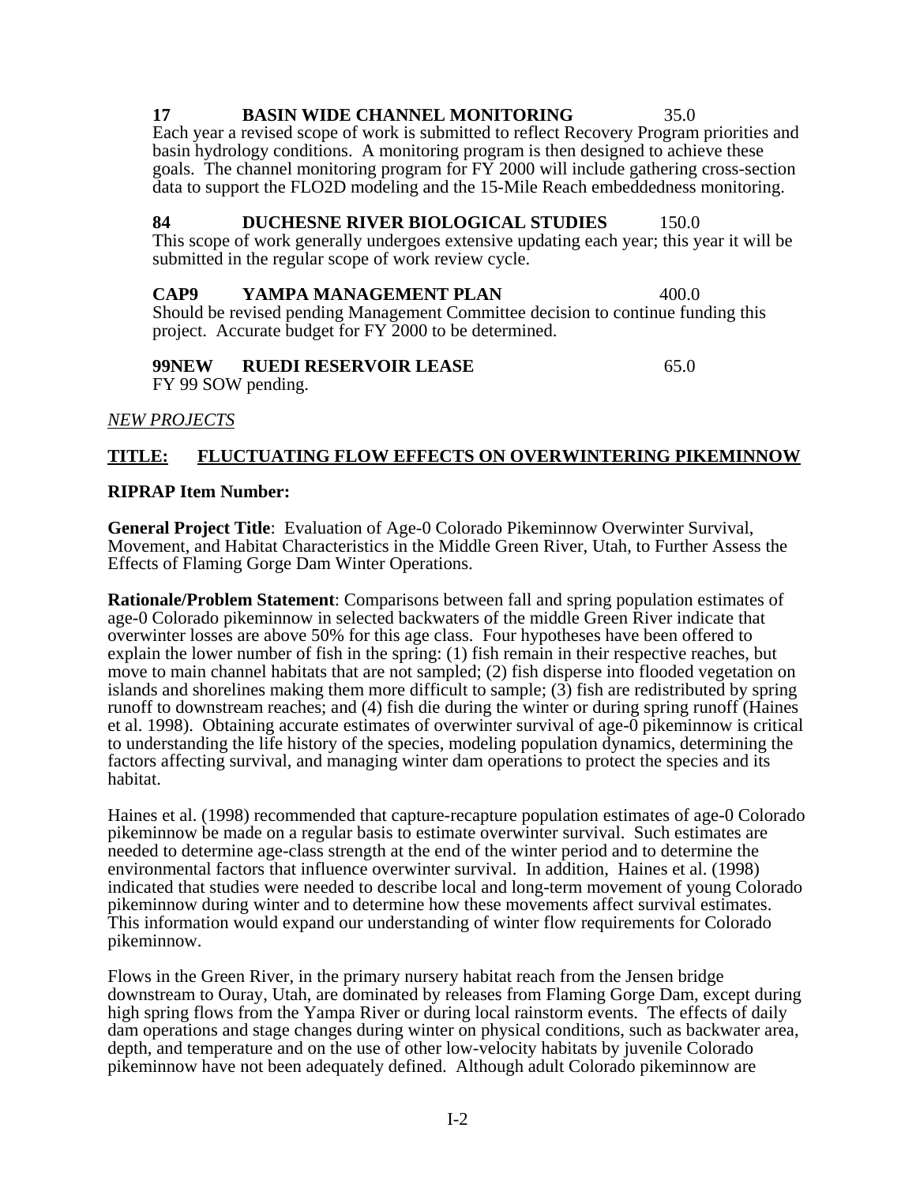**17 BASIN WIDE CHANNEL MONITORING 35.0**

Each year a revised scope of work is submitted to reflect Recovery Program priorities and basin hydrology conditions. A monitoring program is then designed to achieve these goals. The channel monitoring program for FY 2000 will include gathering cross-section data to support the FLO2D modeling and the 15-Mile Reach embeddedness monitoring.

**84 DUCHESNE RIVER BIOLOGICAL STUDIES 150.0**

This scope of work generally undergoes extensive updating each year; this year it will be submitted in the regular scope of work review cycle.

**CAP9 YAMPA MANAGEMENT PLAN 400.0**

Should be revised pending Management Committee decision to continue funding this project. Accurate budget for FY 2000 to be determined.

**99NEW RUEDI RESERVOIR LEASE 65.0**

FY 99 SOW pending.

*NEW PROJECTS*

**TITLE: FLUCTUATING FLOW EFFECTS ON OVERWINTERING PIKEMINNOW**

**RIPRAP Item Number:**

**General Project Title**: Evaluation of Age-0 Colorado Pikeminnow Overwinter Survival, Movement, and Habitat Characteristics in the Middle Green River, Utah, to Further Assess the Effects of Flaming Gorge Dam Winter Operations.

**Rationale/Problem Statement**: Comparisons between fall and spring population estimates of age-0 Colorado pikeminnow in selected backwaters of the middle Green River indicate that overwinter losses are above 50% for this age class. Four hypotheses have been offered to explain the lower number of fish in the spring: (1) fish remain in their respective reaches, but move to main channel habitats that are not sampled; (2) fish disperse into flooded vegetation on islands and shorelines making them more difficult to sample; (3) fish are redistributed by spring runoff to downstream reaches; and (4) fish die during the winter or during spring runoff (Haines et al. 1998). Obtaining accurate estimates of overwinter survival of age-0 pikeminnow is critical to understanding the life history of the species, modeling population dynamics, determining the factors affecting survival, and managing winter dam operations to protect the species and its habitat.

Haines et al. (1998) recommended that capture-recapture population estimates of age-0 Colorado pikeminnow be made on a regular basis to estimate overwinter survival. Such estimates are needed to determine age-class strength at the end of the winter period and to determine the environmental factors that influence overwinter survival. In addition, Haines et al. (1998) indicated that studies were needed to describe local and long-term movement of young Colorado pikeminnow during winter and to determine how these movements affect survival estimates. This information would expand our understanding of winter flow requirements for Colorado pikeminnow.

Flows in the Green River, in the primary nursery habitat reach from the Jensen bridge downstream to Ouray, Utah, are dominated by releases from Flaming Gorge Dam, except during high spring flows from the Yampa River or during local rainstorm events. The effects of daily dam operations and stage changes during winter on physical conditions, such as backwater area, depth, and temperature and on the use of other low-velocity habitats by juvenile Colorado pikeminnow have not been adequately defined. Although adult Colorado pikeminnow are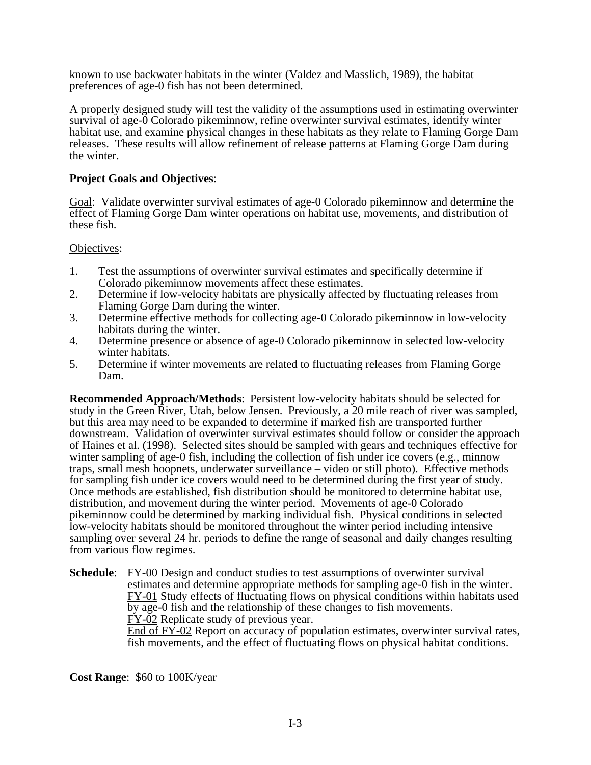known to use backwater habitats in the winter (Valdez and Masslich, 1989), the habitat preferences of age-0 fish has not been determined.

A properly designed study will test the validity of the assumptions used in estimating overwinter survival of age-0 Colorado pikeminnow, refine overwinter survival estimates, identify winter habitat use, and examine physical changes in these habitats as they relate to Flaming Gorge Dam releases. These results will allow refinement of release patterns at Flaming Gorge Dam during the winter.

**Project Goals and Objectives**:

Goal: Validate overwinter survival estimates of age-0 Colorado pikeminnow and determine the effect of Flaming Gorge Dam winter operations on habitat use, movements, and distribution of these fish.

Objectives:

1. Test the assumptions of overwinter survival estimates and specifically determine if Colorado pikeminnow movements affect these estimates.
2. Determine if low-velocity habitats are physically affected by fluctuating releases from Flaming Gorge Dam during the winter.
3. Determine effective methods for collecting age-0 Colorado pikeminnow in low-velocity habitats during the winter.
4. Determine presence or absence of age-0 Colorado pikeminnow in selected low-velocity winter habitats.
5. Determine if winter movements are related to fluctuating releases from Flaming Gorge Dam.

**Recommended Approach/Methods**: Persistent low-velocity habitats should be selected for study in the Green River, Utah, below Jensen. Previously, a 20 mile reach of river was sampled, but this area may need to be expanded to determine if marked fish are transported further downstream. Validation of overwinter survival estimates should follow or consider the approach of Haines et al. (1998). Selected sites should be sampled with gears and techniques effective for winter sampling of age-0 fish, including the collection of fish under ice covers (e.g., minnow traps, small mesh hoopnets, underwater surveillance – video or still photo). Effective methods for sampling fish under ice covers would need to be determined during the first year of study. Once methods are established, fish distribution should be monitored to determine habitat use, distribution, and movement during the winter period. Movements of age-0 Colorado pikeminnow could be determined by marking individual fish. Physical conditions in selected low-velocity habitats should be monitored throughout the winter period including intensive sampling over several 24 hr. periods to define the range of seasonal and daily changes resulting from various flow regimes.

**Schedule**: FY-00 Design and conduct studies to test assumptions of overwinter survival estimates and determine appropriate methods for sampling age-0 fish in the winter.
FY-01 Study effects of fluctuating flows on physical conditions within habitats used by age-0 fish and the relationship of these changes to fish movements.
FY-02 Replicate study of previous year.
End of FY-02 Report on accuracy of population estimates, overwinter survival rates, fish movements, and the effect of fluctuating flows on physical habitat conditions.

**Cost Range**: $60 to 100K/year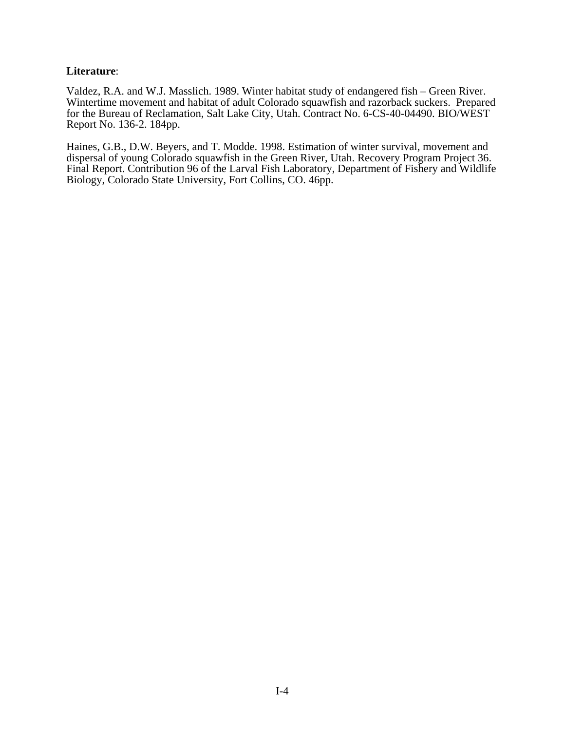**Literature**:

Valdez, R.A. and W.J. Masslich. 1989. Winter habitat study of endangered fish – Green River. Wintertime movement and habitat of adult Colorado squawfish and razorback suckers. Prepared for the Bureau of Reclamation, Salt Lake City, Utah. Contract No. 6-CS-40-04490. BIO/WEST Report No. 136-2. 184pp.

Haines, G.B., D.W. Beyers, and T. Modde. 1998. Estimation of winter survival, movement and dispersal of young Colorado squawfish in the Green River, Utah. Recovery Program Project 36. Final Report. Contribution 96 of the Larval Fish Laboratory, Department of Fishery and Wildlife Biology, Colorado State University, Fort Collins, CO. 46pp.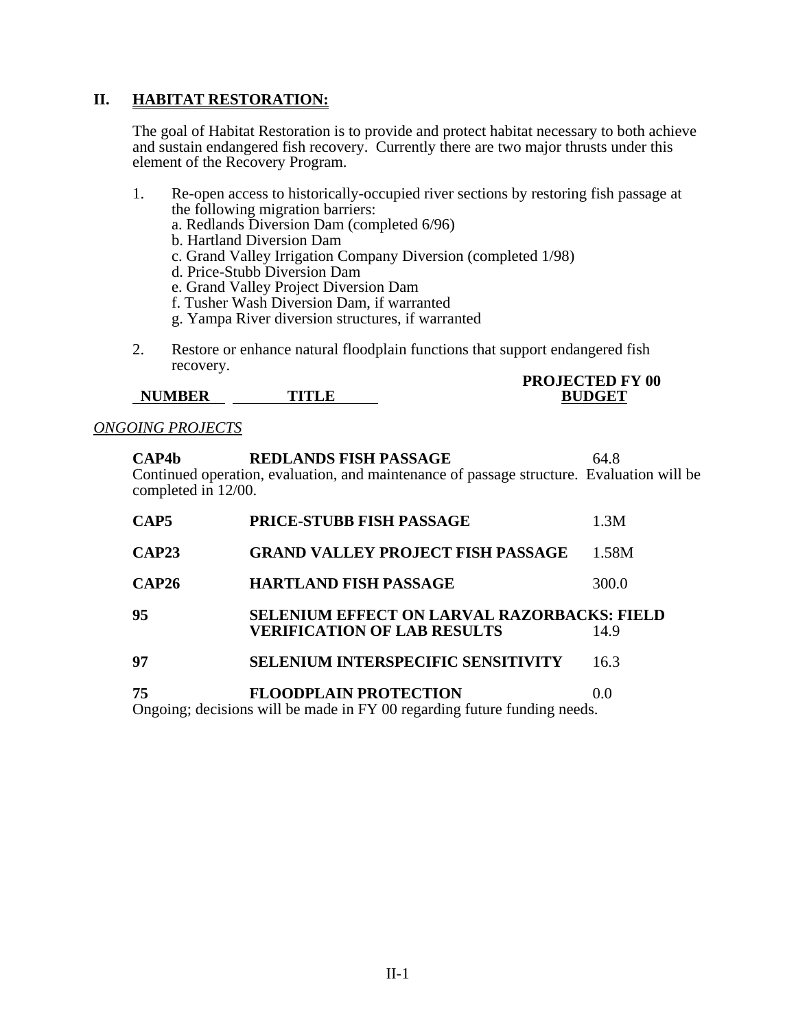## II. HABITAT RESTORATION:

The goal of Habitat Restoration is to provide and protect habitat necessary to both achieve and sustain endangered fish recovery. Currently there are two major thrusts under this element of the Recovery Program.

1. Re-open access to historically-occupied river sections by restoring fish passage at the following migration barriers:
   - a. Redlands Diversion Dam (completed 6/96)
   - b. Hartland Diversion Dam
   - c. Grand Valley Irrigation Company Diversion (completed 1/98)
   - d. Price-Stubb Diversion Dam
   - e. Grand Valley Project Diversion Dam
   - f. Tusher Wash Diversion Dam, if warranted
   - g. Yampa River diversion structures, if warranted

2. Restore or enhance natural floodplain functions that support endangered fish recovery.

| NUMBER | TITLE | PROJECTED FY 00 BUDGET |
|---|---|---|

*ONGOING PROJECTS*

| | | |
|---|---|---|
| **CAP4b** | **REDLANDS FISH PASSAGE** | 64.8 |

Continued operation, evaluation, and maintenance of passage structure. Evaluation will be completed in 12/00.

| | | |
|---|---|---|
| **CAP5** | **PRICE-STUBB FISH PASSAGE** | 1.3M |
| **CAP23** | **GRAND VALLEY PROJECT FISH PASSAGE** | 1.58M |
| **CAP26** | **HARTLAND FISH PASSAGE** | 300.0 |
| **95** | **SELENIUM EFFECT ON LARVAL RAZORBACKS: FIELD VERIFICATION OF LAB RESULTS** | 14.9 |
| **97** | **SELENIUM INTERSPECIFIC SENSITIVITY** | 16.3 |
| **75** | **FLOODPLAIN PROTECTION** | 0.0 |

Ongoing; decisions will be made in FY 00 regarding future funding needs.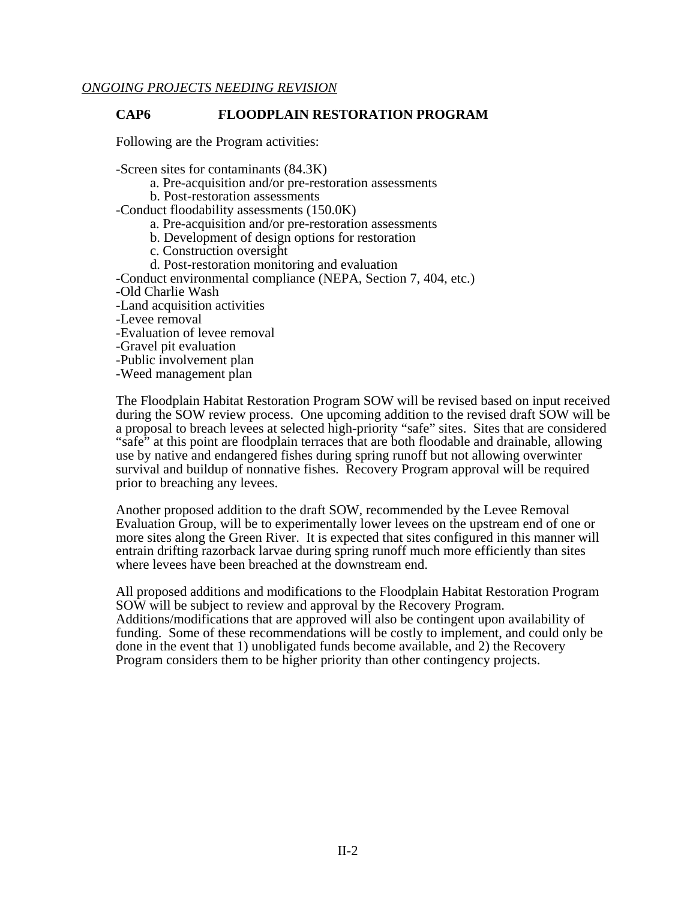*ONGOING PROJECTS NEEDING REVISION*

**CAP6 FLOODPLAIN RESTORATION PROGRAM**

Following are the Program activities:

- Screen sites for contaminants (84.3K)
    - a. Pre-acquisition and/or pre-restoration assessments
    - b. Post-restoration assessments
- Conduct floodability assessments (150.0K)
    - a. Pre-acquisition and/or pre-restoration assessments
    - b. Development of design options for restoration
    - c. Construction oversight
    - d. Post-restoration monitoring and evaluation
- Conduct environmental compliance (NEPA, Section 7, 404, etc.)
- Old Charlie Wash
- Land acquisition activities
- Levee removal
- Evaluation of levee removal
- Gravel pit evaluation
- Public involvement plan
- Weed management plan

The Floodplain Habitat Restoration Program SOW will be revised based on input received during the SOW review process. One upcoming addition to the revised draft SOW will be a proposal to breach levees at selected high-priority "safe" sites. Sites that are considered "safe" at this point are floodplain terraces that are both floodable and drainable, allowing use by native and endangered fishes during spring runoff but not allowing overwinter survival and buildup of nonnative fishes. Recovery Program approval will be required prior to breaching any levees.

Another proposed addition to the draft SOW, recommended by the Levee Removal Evaluation Group, will be to experimentally lower levees on the upstream end of one or more sites along the Green River. It is expected that sites configured in this manner will entrain drifting razorback larvae during spring runoff much more efficiently than sites where levees have been breached at the downstream end.

All proposed additions and modifications to the Floodplain Habitat Restoration Program SOW will be subject to review and approval by the Recovery Program. Additions/modifications that are approved will also be contingent upon availability of funding. Some of these recommendations will be costly to implement, and could only be done in the event that 1) unobligated funds become available, and 2) the Recovery Program considers them to be higher priority than other contingency projects.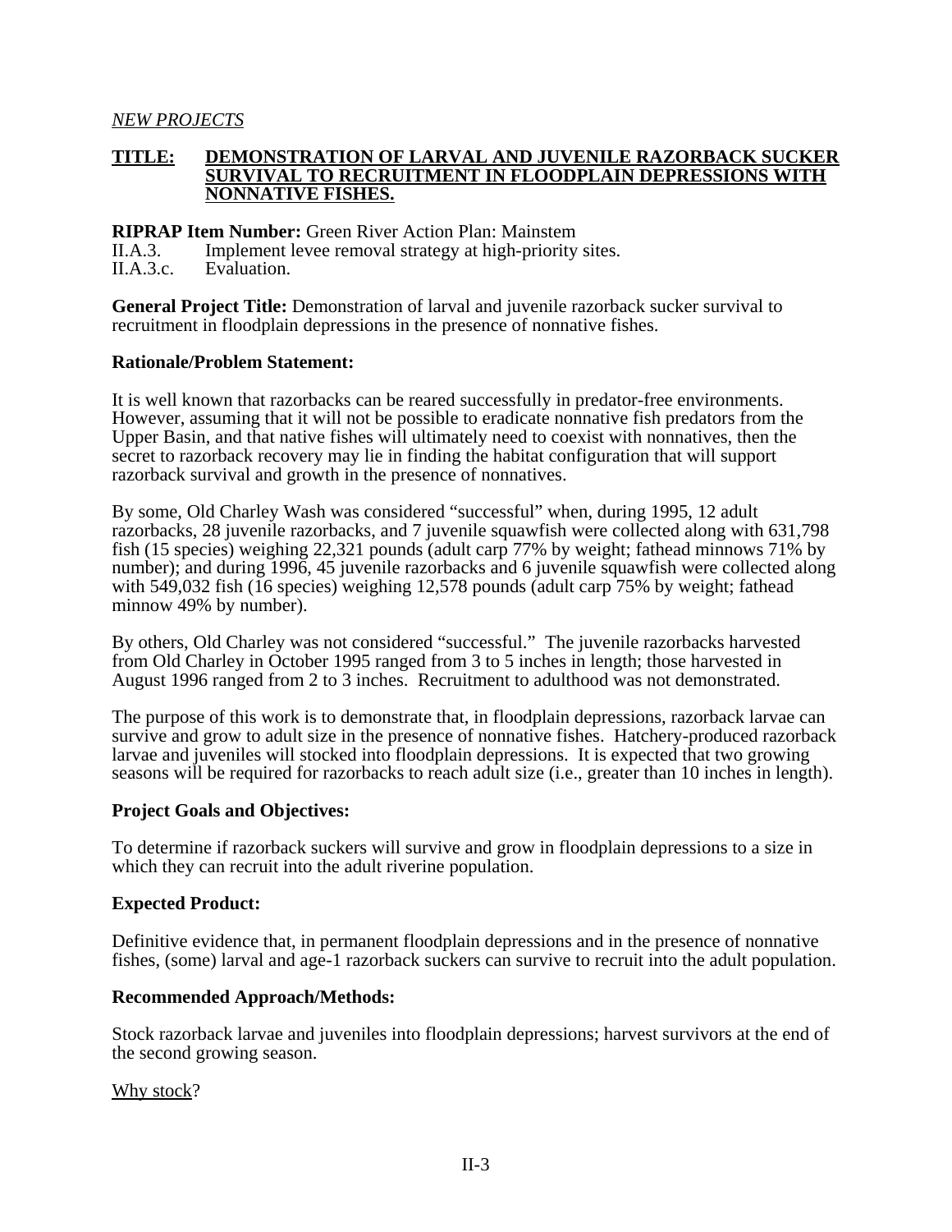*NEW PROJECTS*

**TITLE: DEMONSTRATION OF LARVAL AND JUVENILE RAZORBACK SUCKER SURVIVAL TO RECRUITMENT IN FLOODPLAIN DEPRESSIONS WITH NONNATIVE FISHES.**

**RIPRAP Item Number:** Green River Action Plan: Mainstem
II.A.3. Implement levee removal strategy at high-priority sites.
II.A.3.c. Evaluation.

**General Project Title:** Demonstration of larval and juvenile razorback sucker survival to recruitment in floodplain depressions in the presence of nonnative fishes.

**Rationale/Problem Statement:**

It is well known that razorbacks can be reared successfully in predator-free environments. However, assuming that it will not be possible to eradicate nonnative fish predators from the Upper Basin, and that native fishes will ultimately need to coexist with nonnatives, then the secret to razorback recovery may lie in finding the habitat configuration that will support razorback survival and growth in the presence of nonnatives.

By some, Old Charley Wash was considered "successful" when, during 1995, 12 adult razorbacks, 28 juvenile razorbacks, and 7 juvenile squawfish were collected along with 631,798 fish (15 species) weighing 22,321 pounds (adult carp 77% by weight; fathead minnows 71% by number); and during 1996, 45 juvenile razorbacks and 6 juvenile squawfish were collected along with 549,032 fish (16 species) weighing 12,578 pounds (adult carp 75% by weight; fathead minnow 49% by number).

By others, Old Charley was not considered "successful." The juvenile razorbacks harvested from Old Charley in October 1995 ranged from 3 to 5 inches in length; those harvested in August 1996 ranged from 2 to 3 inches. Recruitment to adulthood was not demonstrated.

The purpose of this work is to demonstrate that, in floodplain depressions, razorback larvae can survive and grow to adult size in the presence of nonnative fishes. Hatchery-produced razorback larvae and juveniles will stocked into floodplain depressions. It is expected that two growing seasons will be required for razorbacks to reach adult size (i.e., greater than 10 inches in length).

**Project Goals and Objectives:**

To determine if razorback suckers will survive and grow in floodplain depressions to a size in which they can recruit into the adult riverine population.

**Expected Product:**

Definitive evidence that, in permanent floodplain depressions and in the presence of nonnative fishes, (some) larval and age-1 razorback suckers can survive to recruit into the adult population.

**Recommended Approach/Methods:**

Stock razorback larvae and juveniles into floodplain depressions; harvest survivors at the end of the second growing season.

<u>Why stock</u>?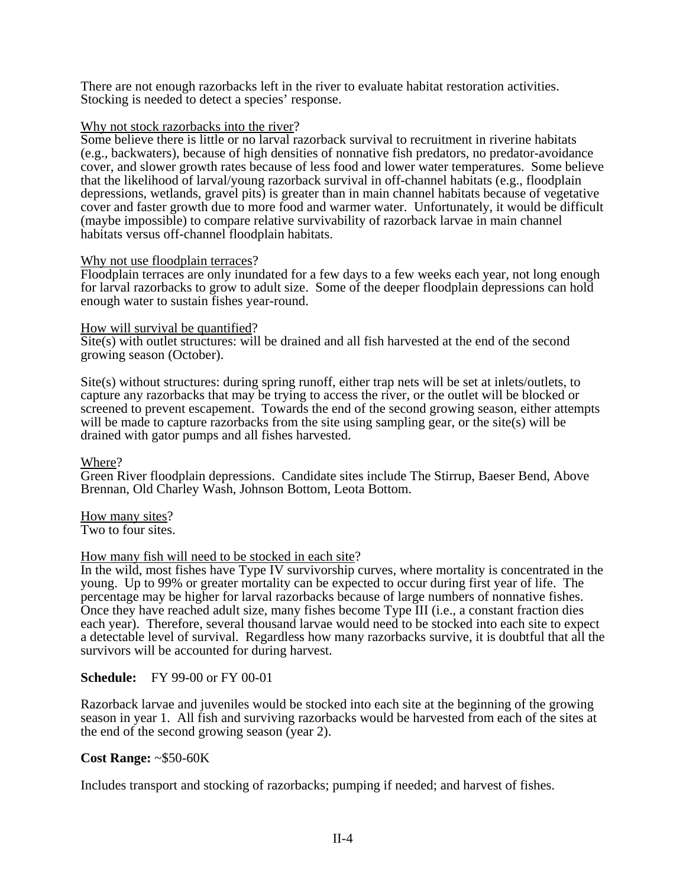There are not enough razorbacks left in the river to evaluate habitat restoration activities. Stocking is needed to detect a species' response.

<u>Why not stock razorbacks into the river</u>?
Some believe there is little or no larval razorback survival to recruitment in riverine habitats (e.g., backwaters), because of high densities of nonnative fish predators, no predator-avoidance cover, and slower growth rates because of less food and lower water temperatures. Some believe that the likelihood of larval/young razorback survival in off-channel habitats (e.g., floodplain depressions, wetlands, gravel pits) is greater than in main channel habitats because of vegetative cover and faster growth due to more food and warmer water. Unfortunately, it would be difficult (maybe impossible) to compare relative survivability of razorback larvae in main channel habitats versus off-channel floodplain habitats.

<u>Why not use floodplain terraces</u>?
Floodplain terraces are only inundated for a few days to a few weeks each year, not long enough for larval razorbacks to grow to adult size. Some of the deeper floodplain depressions can hold enough water to sustain fishes year-round.

<u>How will survival be quantified</u>?
Site(s) with outlet structures: will be drained and all fish harvested at the end of the second growing season (October).

Site(s) without structures: during spring runoff, either trap nets will be set at inlets/outlets, to capture any razorbacks that may be trying to access the river, or the outlet will be blocked or screened to prevent escapement. Towards the end of the second growing season, either attempts will be made to capture razorbacks from the site using sampling gear, or the site(s) will be drained with gator pumps and all fishes harvested.

<u>Where</u>?
Green River floodplain depressions. Candidate sites include The Stirrup, Baeser Bend, Above Brennan, Old Charley Wash, Johnson Bottom, Leota Bottom.

<u>How many sites</u>?
Two to four sites.

<u>How many fish will need to be stocked in each site</u>?
In the wild, most fishes have Type IV survivorship curves, where mortality is concentrated in the young. Up to 99% or greater mortality can be expected to occur during first year of life. The percentage may be higher for larval razorbacks because of large numbers of nonnative fishes. Once they have reached adult size, many fishes become Type III (i.e., a constant fraction dies each year). Therefore, several thousand larvae would need to be stocked into each site to expect a detectable level of survival. Regardless how many razorbacks survive, it is doubtful that all the survivors will be accounted for during harvest.

**Schedule:** FY 99-00 or FY 00-01

Razorback larvae and juveniles would be stocked into each site at the beginning of the growing season in year 1. All fish and surviving razorbacks would be harvested from each of the sites at the end of the second growing season (year 2).

**Cost Range:** ~$50-60K

Includes transport and stocking of razorbacks; pumping if needed; and harvest of fishes.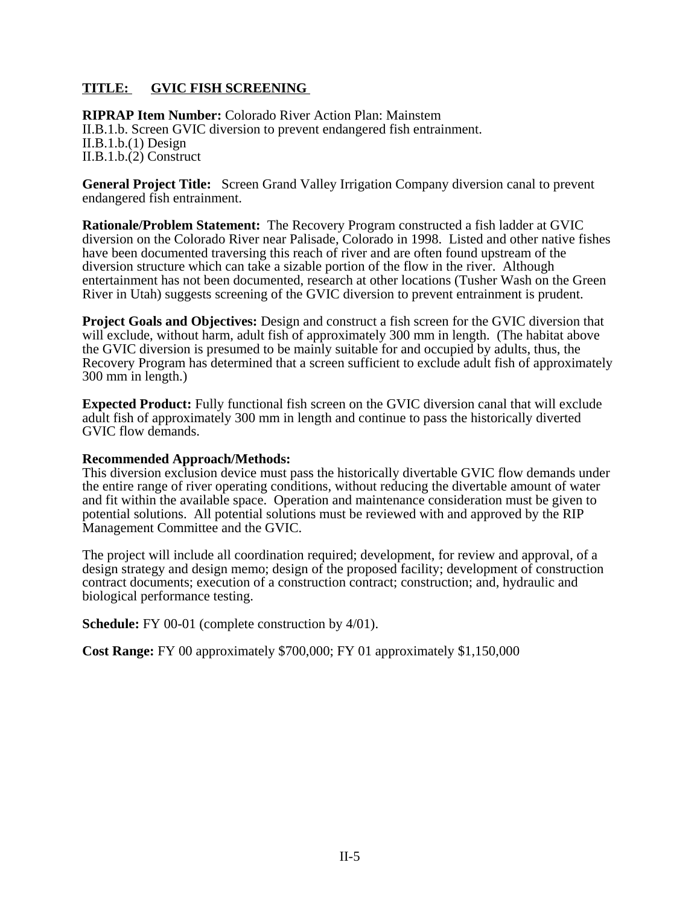**TITLE: GVIC FISH SCREENING**

**RIPRAP Item Number:** Colorado River Action Plan: Mainstem
II.B.1.b. Screen GVIC diversion to prevent endangered fish entrainment.
II.B.1.b.(1) Design
II.B.1.b.(2) Construct

**General Project Title:** Screen Grand Valley Irrigation Company diversion canal to prevent endangered fish entrainment.

**Rationale/Problem Statement:** The Recovery Program constructed a fish ladder at GVIC diversion on the Colorado River near Palisade, Colorado in 1998. Listed and other native fishes have been documented traversing this reach of river and are often found upstream of the diversion structure which can take a sizable portion of the flow in the river. Although entertainment has not been documented, research at other locations (Tusher Wash on the Green River in Utah) suggests screening of the GVIC diversion to prevent entrainment is prudent.

**Project Goals and Objectives:** Design and construct a fish screen for the GVIC diversion that will exclude, without harm, adult fish of approximately 300 mm in length. (The habitat above the GVIC diversion is presumed to be mainly suitable for and occupied by adults, thus, the Recovery Program has determined that a screen sufficient to exclude adult fish of approximately 300 mm in length.)

**Expected Product:** Fully functional fish screen on the GVIC diversion canal that will exclude adult fish of approximately 300 mm in length and continue to pass the historically diverted GVIC flow demands.

**Recommended Approach/Methods:**
This diversion exclusion device must pass the historically divertable GVIC flow demands under the entire range of river operating conditions, without reducing the divertable amount of water and fit within the available space. Operation and maintenance consideration must be given to potential solutions. All potential solutions must be reviewed with and approved by the RIP Management Committee and the GVIC.

The project will include all coordination required; development, for review and approval, of a design strategy and design memo; design of the proposed facility; development of construction contract documents; execution of a construction contract; construction; and, hydraulic and biological performance testing.

**Schedule:** FY 00-01 (complete construction by 4/01).

**Cost Range:** FY 00 approximately $700,000; FY 01 approximately $1,150,000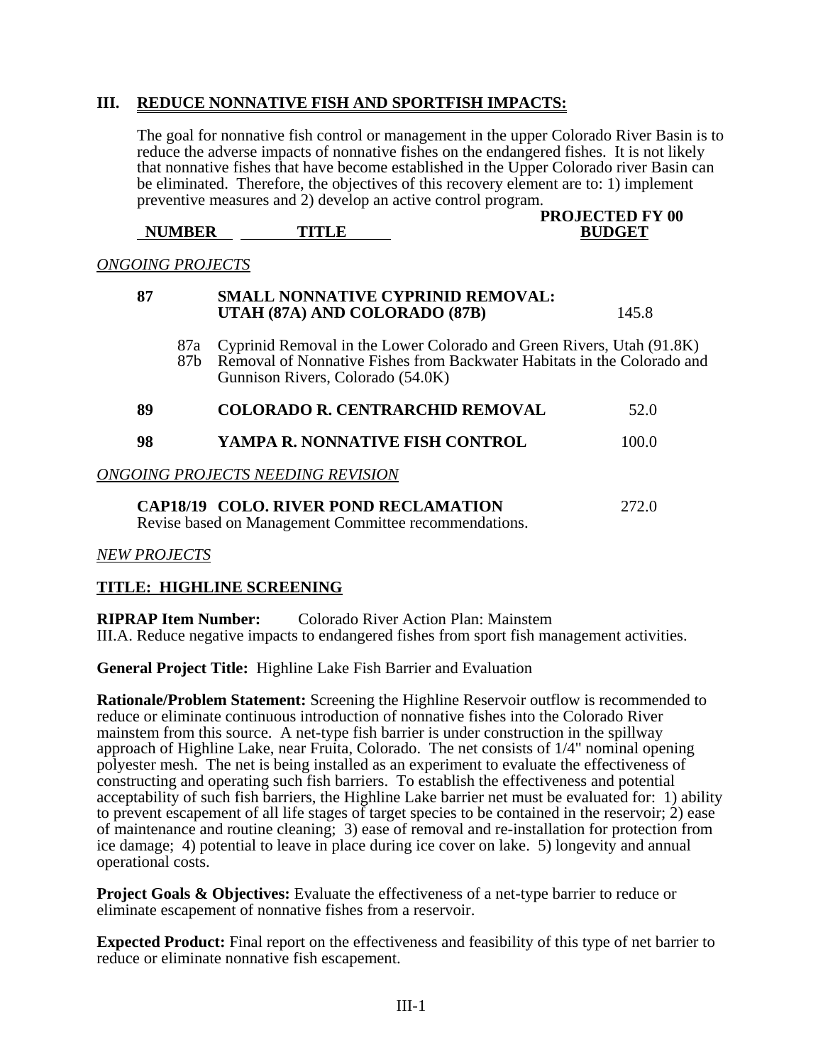## III. REDUCE NONNATIVE FISH AND SPORTFISH IMPACTS:

The goal for nonnative fish control or management in the upper Colorado River Basin is to reduce the adverse impacts of nonnative fishes on the endangered fishes. It is not likely that nonnative fishes that have become established in the Upper Colorado river Basin can be eliminated. Therefore, the objectives of this recovery element are to: 1) implement preventive measures and 2) develop an active control program.

| NUMBER | TITLE | PROJECTED FY 00 BUDGET |
|---|---|---|
| *ONGOING PROJECTS* | | |
| **87** | **SMALL NONNATIVE CYPRINID REMOVAL: UTAH (87A) AND COLORADO (87B)** | 145.8 |
| 87a | Cyprinid Removal in the Lower Colorado and Green Rivers, Utah (91.8K) | |
| 87b | Removal of Nonnative Fishes from Backwater Habitats in the Colorado and Gunnison Rivers, Colorado (54.0K) | |
| **89** | **COLORADO R. CENTRARCHID REMOVAL** | 52.0 |
| **98** | **YAMPA R. NONNATIVE FISH CONTROL** | 100.0 |
| *ONGOING PROJECTS NEEDING REVISION* | | |
| **CAP18/19** | **COLO. RIVER POND RECLAMATION** Revise based on Management Committee recommendations. | 272.0 |

*NEW PROJECTS*

**TITLE: HIGHLINE SCREENING**

**RIPRAP Item Number:** Colorado River Action Plan: Mainstem
III.A. Reduce negative impacts to endangered fishes from sport fish management activities.

**General Project Title:** Highline Lake Fish Barrier and Evaluation

**Rationale/Problem Statement:** Screening the Highline Reservoir outflow is recommended to reduce or eliminate continuous introduction of nonnative fishes into the Colorado River mainstem from this source. A net-type fish barrier is under construction in the spillway approach of Highline Lake, near Fruita, Colorado. The net consists of 1/4" nominal opening polyester mesh. The net is being installed as an experiment to evaluate the effectiveness of constructing and operating such fish barriers. To establish the effectiveness and potential acceptability of such fish barriers, the Highline Lake barrier net must be evaluated for: 1) ability to prevent escapement of all life stages of target species to be contained in the reservoir; 2) ease of maintenance and routine cleaning; 3) ease of removal and re-installation for protection from ice damage; 4) potential to leave in place during ice cover on lake. 5) longevity and annual operational costs.

**Project Goals & Objectives:** Evaluate the effectiveness of a net-type barrier to reduce or eliminate escapement of nonnative fishes from a reservoir.

**Expected Product:** Final report on the effectiveness and feasibility of this type of net barrier to reduce or eliminate nonnative fish escapement.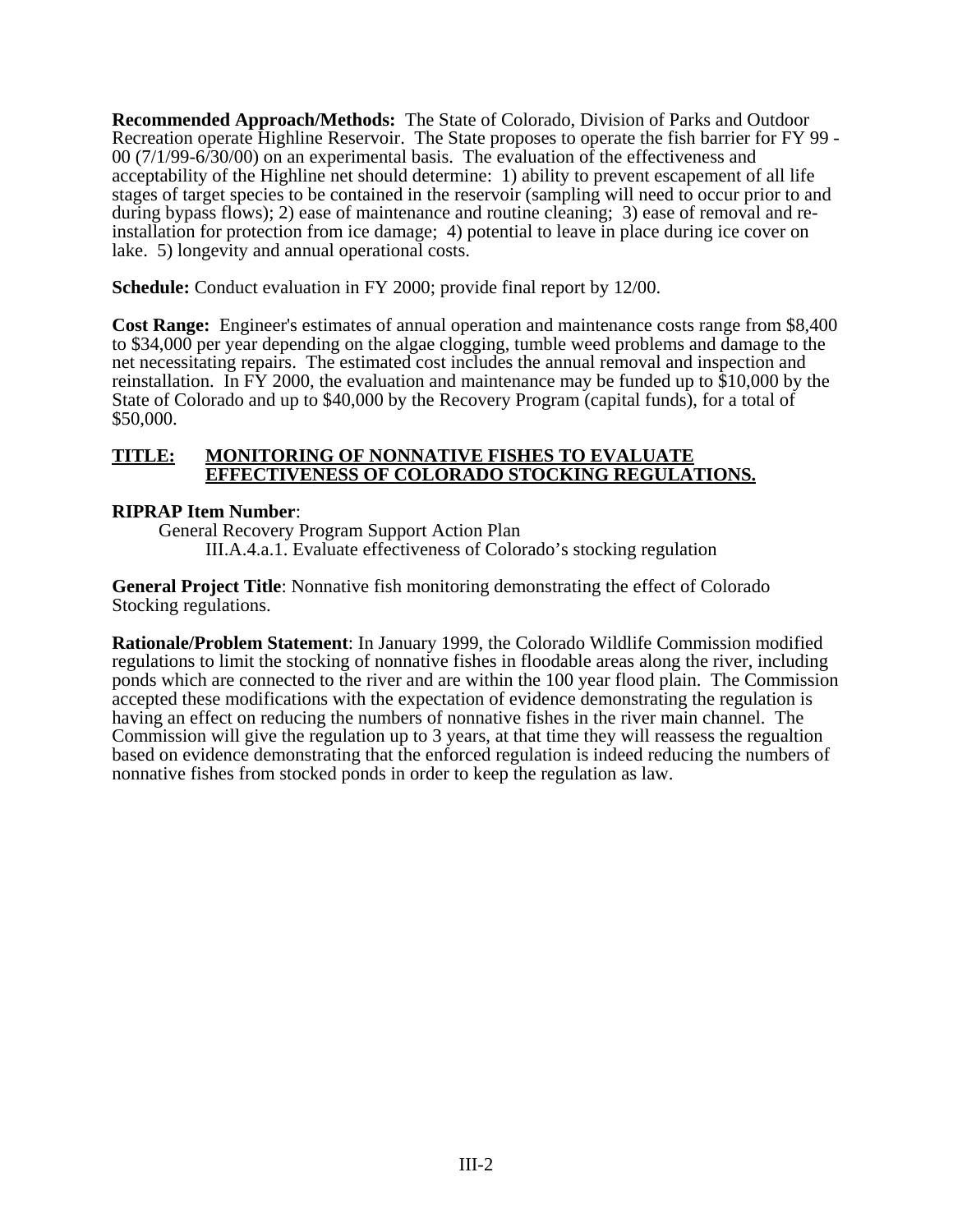**Recommended Approach/Methods:** The State of Colorado, Division of Parks and Outdoor Recreation operate Highline Reservoir. The State proposes to operate the fish barrier for FY 99 - 00 (7/1/99-6/30/00) on an experimental basis. The evaluation of the effectiveness and acceptability of the Highline net should determine: 1) ability to prevent escapement of all life stages of target species to be contained in the reservoir (sampling will need to occur prior to and during bypass flows); 2) ease of maintenance and routine cleaning; 3) ease of removal and re-installation for protection from ice damage; 4) potential to leave in place during ice cover on lake. 5) longevity and annual operational costs.

**Schedule:** Conduct evaluation in FY 2000; provide final report by 12/00.

**Cost Range:** Engineer's estimates of annual operation and maintenance costs range from $8,400 to $34,000 per year depending on the algae clogging, tumble weed problems and damage to the net necessitating repairs. The estimated cost includes the annual removal and inspection and reinstallation. In FY 2000, the evaluation and maintenance may be funded up to $10,000 by the State of Colorado and up to $40,000 by the Recovery Program (capital funds), for a total of $50,000.

**TITLE: MONITORING OF NONNATIVE FISHES TO EVALUATE EFFECTIVENESS OF COLORADO STOCKING REGULATIONS.**

**RIPRAP Item Number**:
General Recovery Program Support Action Plan
III.A.4.a.1. Evaluate effectiveness of Colorado's stocking regulation

**General Project Title**: Nonnative fish monitoring demonstrating the effect of Colorado Stocking regulations.

**Rationale/Problem Statement**: In January 1999, the Colorado Wildlife Commission modified regulations to limit the stocking of nonnative fishes in floodable areas along the river, including ponds which are connected to the river and are within the 100 year flood plain. The Commission accepted these modifications with the expectation of evidence demonstrating the regulation is having an effect on reducing the numbers of nonnative fishes in the river main channel. The Commission will give the regulation up to 3 years, at that time they will reassess the regualtion based on evidence demonstrating that the enforced regulation is indeed reducing the numbers of nonnative fishes from stocked ponds in order to keep the regulation as law.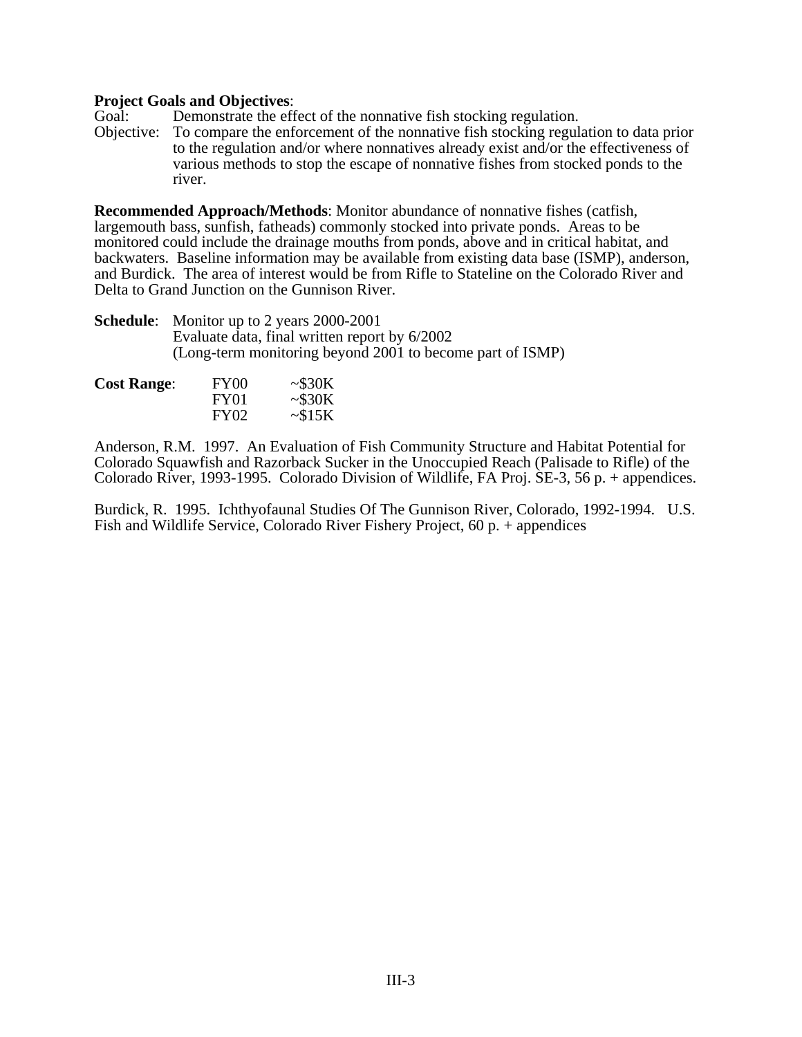**Project Goals and Objectives**:

Goal: Demonstrate the effect of the nonnative fish stocking regulation.

Objective: To compare the enforcement of the nonnative fish stocking regulation to data prior to the regulation and/or where nonnatives already exist and/or the effectiveness of various methods to stop the escape of nonnative fishes from stocked ponds to the river.

**Recommended Approach/Methods**: Monitor abundance of nonnative fishes (catfish, largemouth bass, sunfish, fatheads) commonly stocked into private ponds. Areas to be monitored could include the drainage mouths from ponds, above and in critical habitat, and backwaters. Baseline information may be available from existing data base (ISMP), anderson, and Burdick. The area of interest would be from Rifle to Stateline on the Colorado River and Delta to Grand Junction on the Gunnison River.

**Schedule**: Monitor up to 2 years 2000-2001
Evaluate data, final written report by 6/2002
(Long-term monitoring beyond 2001 to become part of ISMP)

| | | |
|---|---|---|
| **Cost Range**: | FY00 | ~$30K |
| | FY01 | ~$30K |
| | FY02 | ~$15K |

Anderson, R.M. 1997. An Evaluation of Fish Community Structure and Habitat Potential for Colorado Squawfish and Razorback Sucker in the Unoccupied Reach (Palisade to Rifle) of the Colorado River, 1993-1995. Colorado Division of Wildlife, FA Proj. SE-3, 56 p. + appendices.

Burdick, R. 1995. Ichthyofaunal Studies Of The Gunnison River, Colorado, 1992-1994. U.S. Fish and Wildlife Service, Colorado River Fishery Project, 60 p. + appendices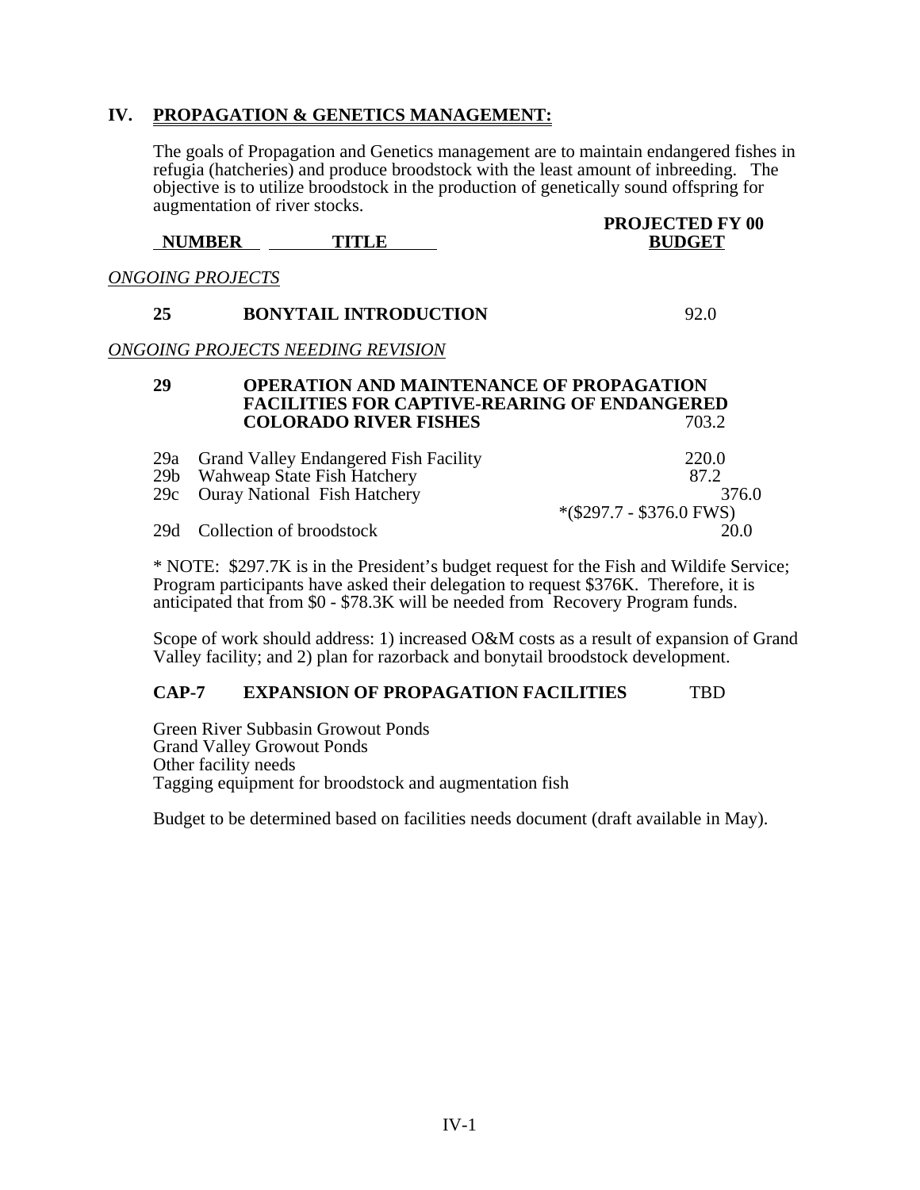## IV. PROPAGATION & GENETICS MANAGEMENT:

The goals of Propagation and Genetics management are to maintain endangered fishes in refugia (hatcheries) and produce broodstock with the least amount of inbreeding. The objective is to utilize broodstock in the production of genetically sound offspring for augmentation of river stocks.

| NUMBER | TITLE | PROJECTED FY 00 BUDGET |
|---|---|---|
| *ONGOING PROJECTS* | | |
| **25** | **BONYTAIL INTRODUCTION** | 92.0 |
| *ONGOING PROJECTS NEEDING REVISION* | | |
| **29** | **OPERATION AND MAINTENANCE OF PROPAGATION FACILITIES FOR CAPTIVE-REARING OF ENDANGERED COLORADO RIVER FISHES** | 703.2 |
| 29a | Grand Valley Endangered Fish Facility | 220.0 |
| 29b | Wahweap State Fish Hatchery | 87.2 |
| 29c | Ouray National Fish Hatchery | 376.0 *($297.7 - $376.0 FWS) |
| 29d | Collection of broodstock | 20.0 |

* NOTE: $297.7K is in the President's budget request for the Fish and Wildlife Service; Program participants have asked their delegation to request $376K. Therefore, it is anticipated that from $0 - $78.3K will be needed from Recovery Program funds.

Scope of work should address: 1) increased O&M costs as a result of expansion of Grand Valley facility; and 2) plan for razorback and bonytail broodstock development.

**CAP-7 EXPANSION OF PROPAGATION FACILITIES** TBD

Green River Subbasin Growout Ponds
Grand Valley Growout Ponds
Other facility needs
Tagging equipment for broodstock and augmentation fish

Budget to be determined based on facilities needs document (draft available in May).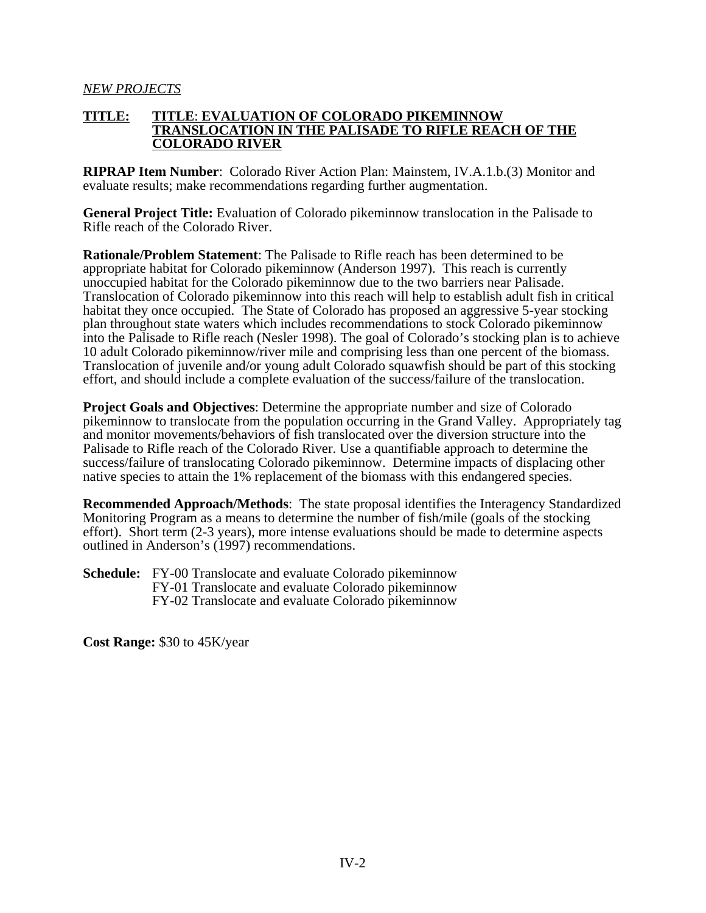*NEW PROJECTS*

**TITLE: TITLE: EVALUATION OF COLORADO PIKEMINNOW TRANSLOCATION IN THE PALISADE TO RIFLE REACH OF THE COLORADO RIVER**

**RIPRAP Item Number**: Colorado River Action Plan: Mainstem, IV.A.1.b.(3) Monitor and evaluate results; make recommendations regarding further augmentation.

**General Project Title:** Evaluation of Colorado pikeminnow translocation in the Palisade to Rifle reach of the Colorado River.

**Rationale/Problem Statement**: The Palisade to Rifle reach has been determined to be appropriate habitat for Colorado pikeminnow (Anderson 1997). This reach is currently unoccupied habitat for the Colorado pikeminnow due to the two barriers near Palisade. Translocation of Colorado pikeminnow into this reach will help to establish adult fish in critical habitat they once occupied. The State of Colorado has proposed an aggressive 5-year stocking plan throughout state waters which includes recommendations to stock Colorado pikeminnow into the Palisade to Rifle reach (Nesler 1998). The goal of Colorado's stocking plan is to achieve 10 adult Colorado pikeminnow/river mile and comprising less than one percent of the biomass. Translocation of juvenile and/or young adult Colorado squawfish should be part of this stocking effort, and should include a complete evaluation of the success/failure of the translocation.

**Project Goals and Objectives**: Determine the appropriate number and size of Colorado pikeminnow to translocate from the population occurring in the Grand Valley. Appropriately tag and monitor movements/behaviors of fish translocated over the diversion structure into the Palisade to Rifle reach of the Colorado River. Use a quantifiable approach to determine the success/failure of translocating Colorado pikeminnow. Determine impacts of displacing other native species to attain the 1% replacement of the biomass with this endangered species.

**Recommended Approach/Methods**: The state proposal identifies the Interagency Standardized Monitoring Program as a means to determine the number of fish/mile (goals of the stocking effort). Short term (2-3 years), more intense evaluations should be made to determine aspects outlined in Anderson's (1997) recommendations.

**Schedule:** FY-00 Translocate and evaluate Colorado pikeminnow
FY-01 Translocate and evaluate Colorado pikeminnow
FY-02 Translocate and evaluate Colorado pikeminnow

**Cost Range:** $30 to 45K/year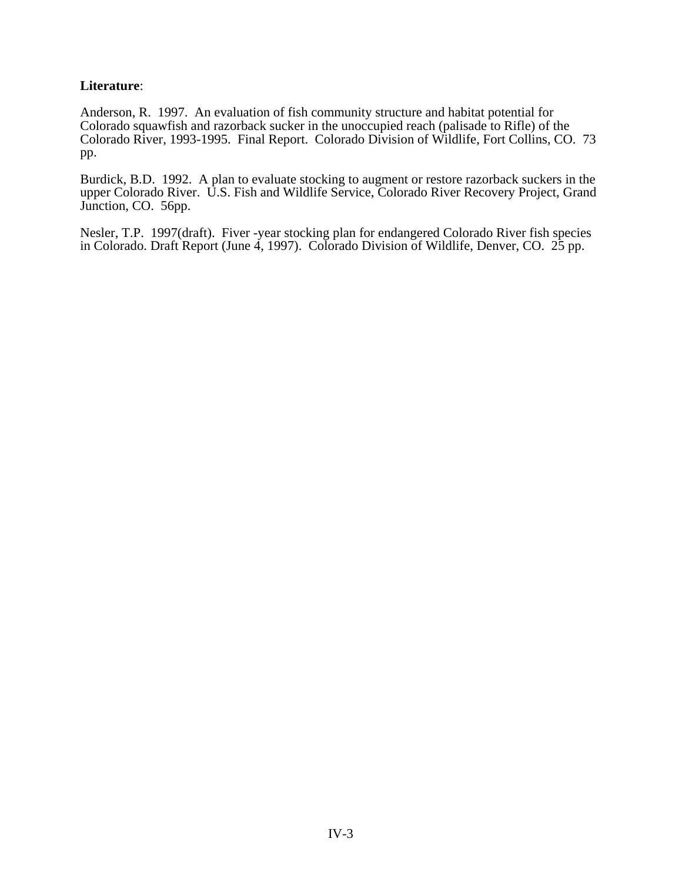**Literature**:

Anderson, R. 1997. An evaluation of fish community structure and habitat potential for Colorado squawfish and razorback sucker in the unoccupied reach (palisade to Rifle) of the Colorado River, 1993-1995. Final Report. Colorado Division of Wildlife, Fort Collins, CO. 73 pp.

Burdick, B.D. 1992. A plan to evaluate stocking to augment or restore razorback suckers in the upper Colorado River. U.S. Fish and Wildlife Service, Colorado River Recovery Project, Grand Junction, CO. 56pp.

Nesler, T.P. 1997(draft). Fiver -year stocking plan for endangered Colorado River fish species in Colorado. Draft Report (June 4, 1997). Colorado Division of Wildlife, Denver, CO. 25 pp.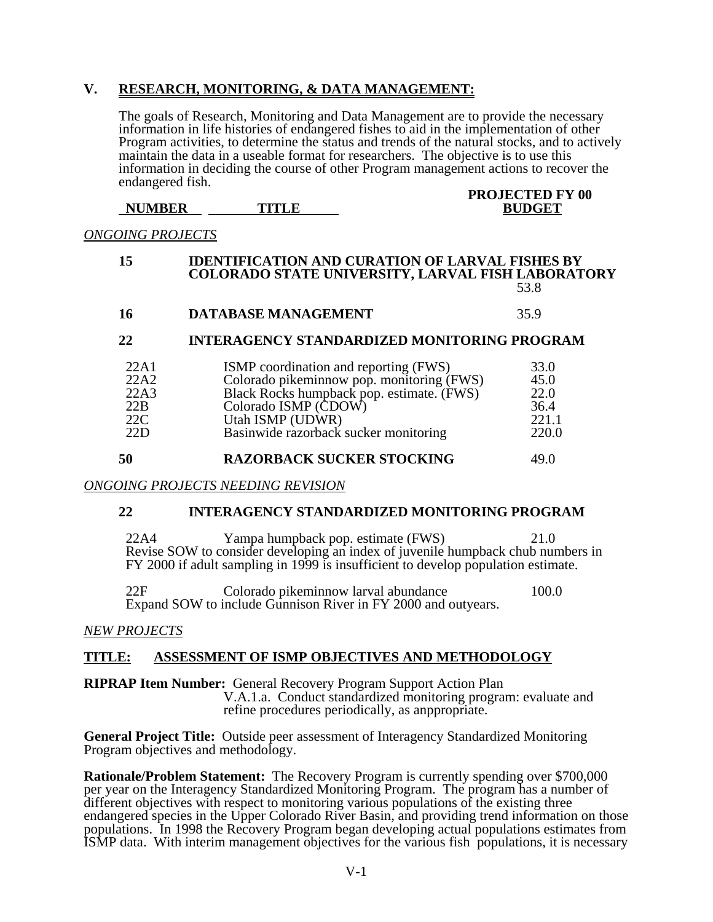## V. RESEARCH, MONITORING, & DATA MANAGEMENT:

The goals of Research, Monitoring and Data Management are to provide the necessary information in life histories of endangered fishes to aid in the implementation of other Program activities, to determine the status and trends of the natural stocks, and to actively maintain the data in a useable format for researchers. The objective is to use this information in deciding the course of other Program management actions to recover the endangered fish.

| NUMBER | TITLE | PROJECTED FY 00 BUDGET |
|---|---|---|

*ONGOING PROJECTS*

| | | |
|---|---|---|
| **15** | **IDENTIFICATION AND CURATION OF LARVAL FISHES BY COLORADO STATE UNIVERSITY, LARVAL FISH LABORATORY** | 53.8 |
| **16** | **DATABASE MANAGEMENT** | 35.9 |
| **22** | **INTERAGENCY STANDARDIZED MONITORING PROGRAM** | |
| 22A1 | ISMP coordination and reporting (FWS) | 33.0 |
| 22A2 | Colorado pikeminnow pop. monitoring (FWS) | 45.0 |
| 22A3 | Black Rocks humpback pop. estimate. (FWS) | 22.0 |
| 22B | Colorado ISMP (CDOW) | 36.4 |
| 22C | Utah ISMP (UDWR) | 221.1 |
| 22D | Basinwide razorback sucker monitoring | 220.0 |
| **50** | **RAZORBACK SUCKER STOCKING** | 49.0 |

*ONGOING PROJECTS NEEDING REVISION*

**22 INTERAGENCY STANDARDIZED MONITORING PROGRAM**

22A4 Yampa humpback pop. estimate (FWS) 21.0
Revise SOW to consider developing an index of juvenile humpback chub numbers in FY 2000 if adult sampling in 1999 is insufficient to develop population estimate.

22F Colorado pikeminnow larval abundance 100.0
Expand SOW to include Gunnison River in FY 2000 and outyears.

*NEW PROJECTS*

**TITLE: ASSESSMENT OF ISMP OBJECTIVES AND METHODOLOGY**

**RIPRAP Item Number:** General Recovery Program Support Action Plan
V.A.1.a. Conduct standardized monitoring program: evaluate and refine procedures periodically, as anpppropriate.

**General Project Title:** Outside peer assessment of Interagency Standardized Monitoring Program objectives and methodology.

**Rationale/Problem Statement:** The Recovery Program is currently spending over $700,000 per year on the Interagency Standardized Monitoring Program. The program has a number of different objectives with respect to monitoring various populations of the existing three endangered species in the Upper Colorado River Basin, and providing trend information on those populations. In 1998 the Recovery Program began developing actual populations estimates from ISMP data. With interim management objectives for the various fish populations, it is necessary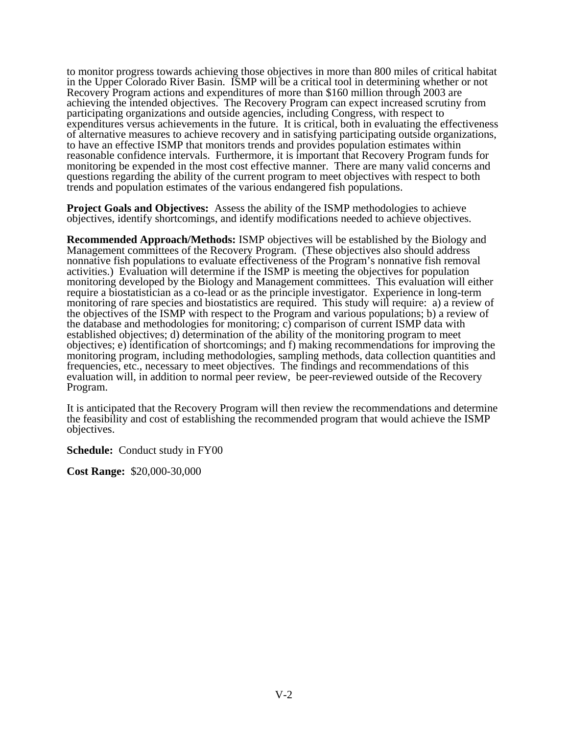to monitor progress towards achieving those objectives in more than 800 miles of critical habitat in the Upper Colorado River Basin. ISMP will be a critical tool in determining whether or not Recovery Program actions and expenditures of more than $160 million through 2003 are achieving the intended objectives. The Recovery Program can expect increased scrutiny from participating organizations and outside agencies, including Congress, with respect to expenditures versus achievements in the future. It is critical, both in evaluating the effectiveness of alternative measures to achieve recovery and in satisfying participating outside organizations, to have an effective ISMP that monitors trends and provides population estimates within reasonable confidence intervals. Furthermore, it is important that Recovery Program funds for monitoring be expended in the most cost effective manner. There are many valid concerns and questions regarding the ability of the current program to meet objectives with respect to both trends and population estimates of the various endangered fish populations.

**Project Goals and Objectives:** Assess the ability of the ISMP methodologies to achieve objectives, identify shortcomings, and identify modifications needed to achieve objectives.

**Recommended Approach/Methods:** ISMP objectives will be established by the Biology and Management committees of the Recovery Program. (These objectives also should address nonnative fish populations to evaluate effectiveness of the Program's nonnative fish removal activities.) Evaluation will determine if the ISMP is meeting the objectives for population monitoring developed by the Biology and Management committees. This evaluation will either require a biostatistician as a co-lead or as the principle investigator. Experience in long-term monitoring of rare species and biostatistics are required. This study will require: a) a review of the objectives of the ISMP with respect to the Program and various populations; b) a review of the database and methodologies for monitoring; c) comparison of current ISMP data with established objectives; d) determination of the ability of the monitoring program to meet objectives; e) identification of shortcomings; and f) making recommendations for improving the monitoring program, including methodologies, sampling methods, data collection quantities and frequencies, etc., necessary to meet objectives. The findings and recommendations of this evaluation will, in addition to normal peer review, be peer-reviewed outside of the Recovery Program.

It is anticipated that the Recovery Program will then review the recommendations and determine the feasibility and cost of establishing the recommended program that would achieve the ISMP objectives.

**Schedule:** Conduct study in FY00

**Cost Range:** $20,000-30,000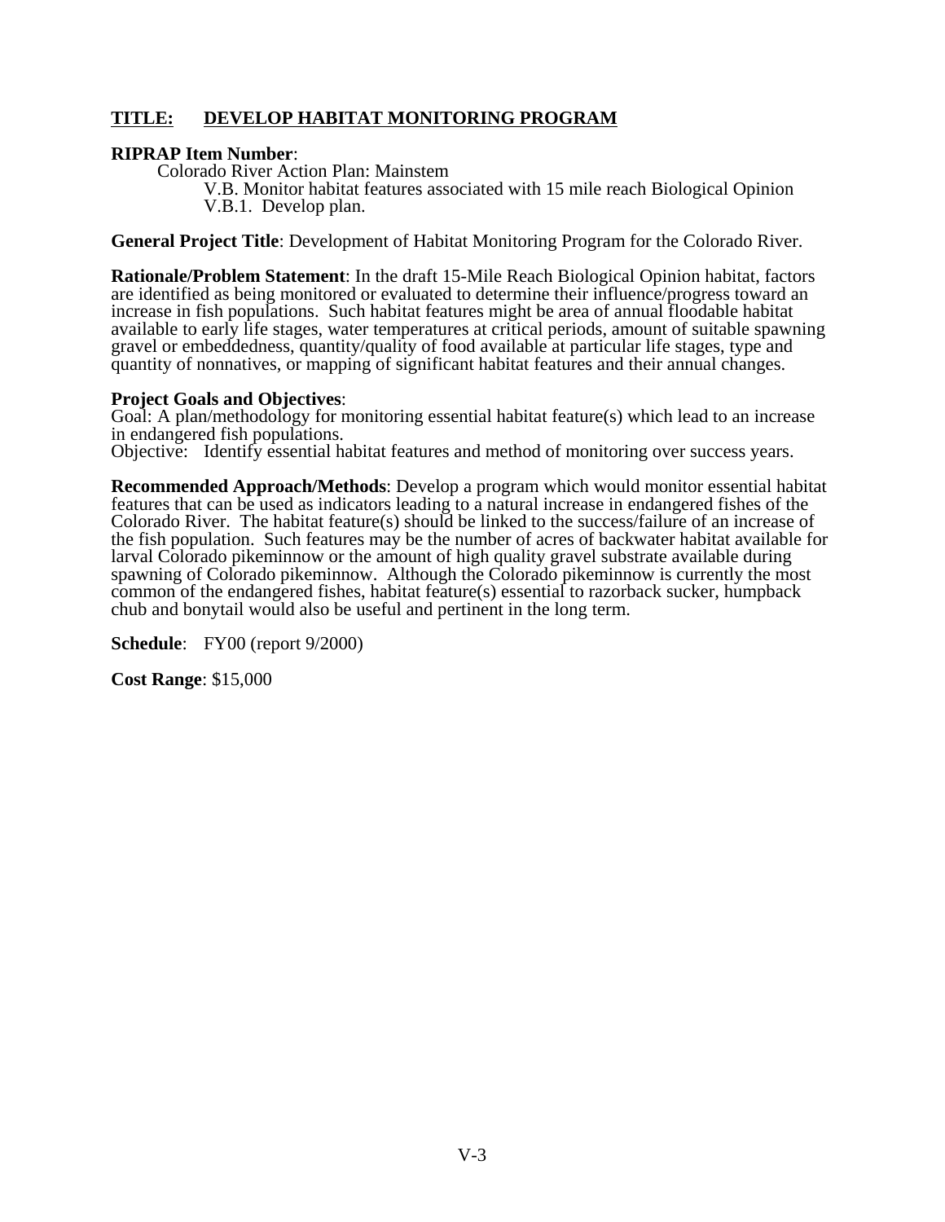**TITLE: DEVELOP HABITAT MONITORING PROGRAM**

**RIPRAP Item Number**:

Colorado River Action Plan: Mainstem

V.B. Monitor habitat features associated with 15 mile reach Biological Opinion

V.B.1. Develop plan.

**General Project Title**: Development of Habitat Monitoring Program for the Colorado River.

**Rationale/Problem Statement**: In the draft 15-Mile Reach Biological Opinion habitat, factors are identified as being monitored or evaluated to determine their influence/progress toward an increase in fish populations. Such habitat features might be area of annual floodable habitat available to early life stages, water temperatures at critical periods, amount of suitable spawning gravel or embeddedness, quantity/quality of food available at particular life stages, type and quantity of nonnatives, or mapping of significant habitat features and their annual changes.

**Project Goals and Objectives**:

Goal: A plan/methodology for monitoring essential habitat feature(s) which lead to an increase in endangered fish populations.

Objective: Identify essential habitat features and method of monitoring over success years.

**Recommended Approach/Methods**: Develop a program which would monitor essential habitat features that can be used as indicators leading to a natural increase in endangered fishes of the Colorado River. The habitat feature(s) should be linked to the success/failure of an increase of the fish population. Such features may be the number of acres of backwater habitat available for larval Colorado pikeminnow or the amount of high quality gravel substrate available during spawning of Colorado pikeminnow. Although the Colorado pikeminnow is currently the most common of the endangered fishes, habitat feature(s) essential to razorback sucker, humpback chub and bonytail would also be useful and pertinent in the long term.

**Schedule**: FY00 (report 9/2000)

**Cost Range**: $15,000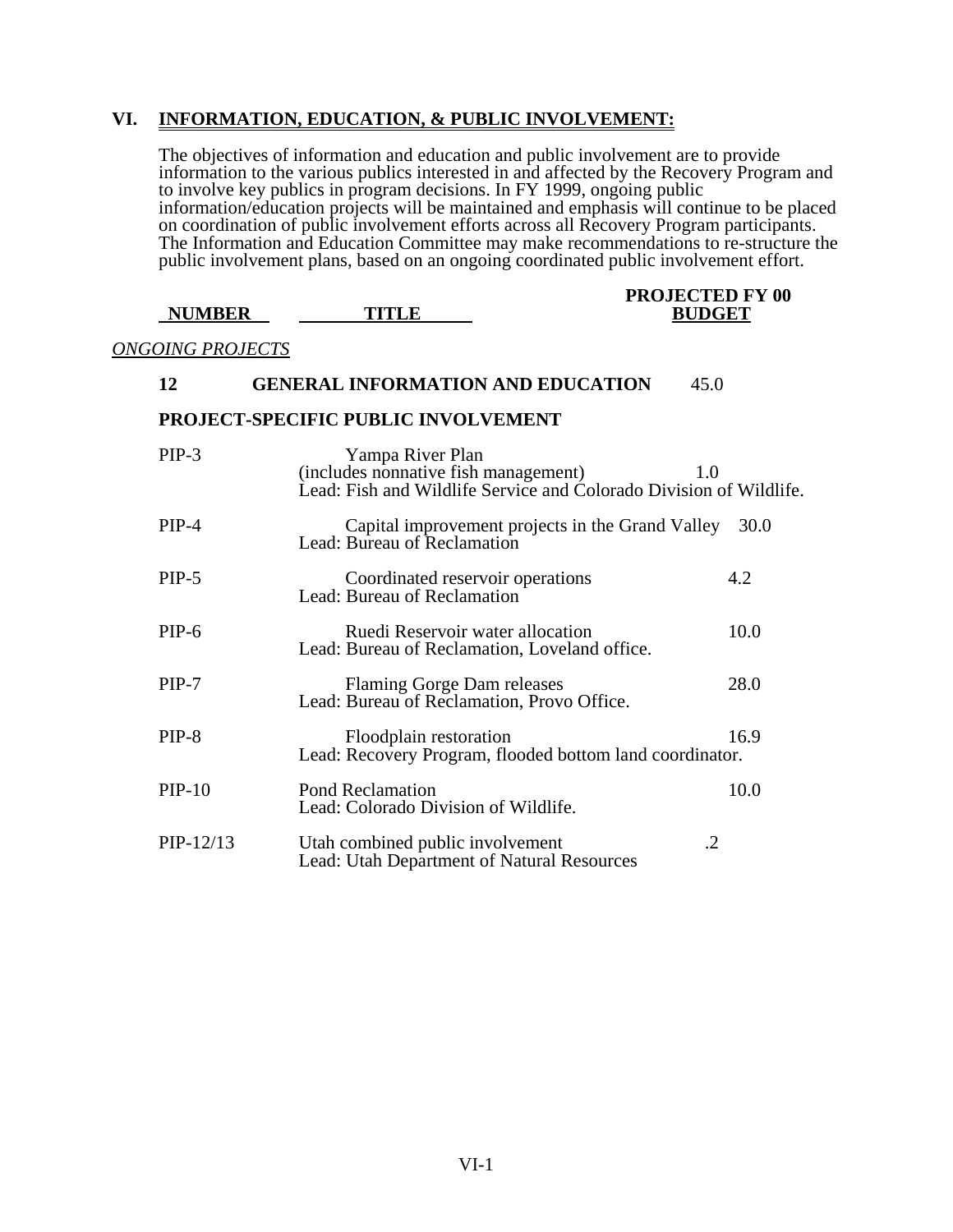## VI. INFORMATION, EDUCATION, & PUBLIC INVOLVEMENT:

The objectives of information and education and public involvement are to provide information to the various publics interested in and affected by the Recovery Program and to involve key publics in program decisions. In FY 1999, ongoing public information/education projects will be maintained and emphasis will continue to be placed on coordination of public involvement efforts across all Recovery Program participants. The Information and Education Committee may make recommendations to re-structure the public involvement plans, based on an ongoing coordinated public involvement effort.

| NUMBER | TITLE | PROJECTED FY 00 BUDGET |
|---|---|---|
| *ONGOING PROJECTS* | | |
| **12** | **GENERAL INFORMATION AND EDUCATION** | 45.0 |
| **PROJECT-SPECIFIC PUBLIC INVOLVEMENT** | | |
| PIP-3 | Yampa River Plan (includes nonnative fish management)<br>Lead: Fish and Wildlife Service and Colorado Division of Wildlife. | 1.0 |
| PIP-4 | Capital improvement projects in the Grand Valley<br>Lead: Bureau of Reclamation | 30.0 |
| PIP-5 | Coordinated reservoir operations<br>Lead: Bureau of Reclamation | 4.2 |
| PIP-6 | Ruedi Reservoir water allocation<br>Lead: Bureau of Reclamation, Loveland office. | 10.0 |
| PIP-7 | Flaming Gorge Dam releases<br>Lead: Bureau of Reclamation, Provo Office. | 28.0 |
| PIP-8 | Floodplain restoration<br>Lead: Recovery Program, flooded bottom land coordinator. | 16.9 |
| PIP-10 | Pond Reclamation<br>Lead: Colorado Division of Wildlife. | 10.0 |
| PIP-12/13 | Utah combined public involvement<br>Lead: Utah Department of Natural Resources | .2 |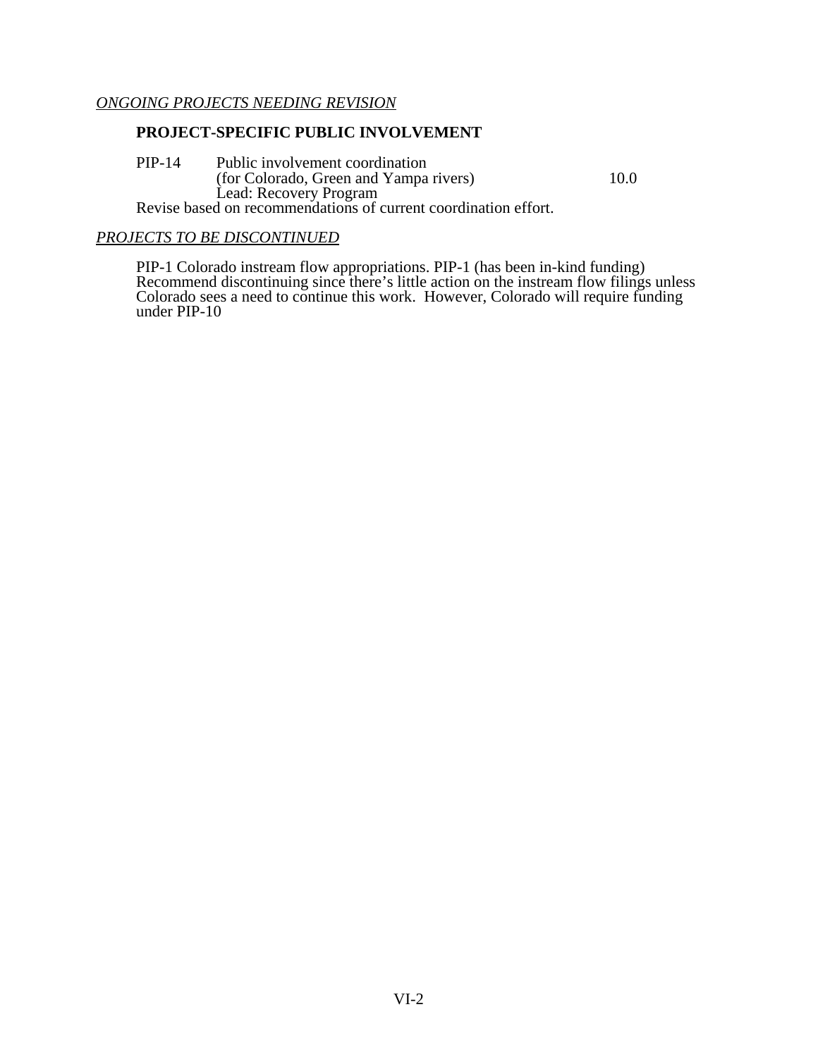*ONGOING PROJECTS NEEDING REVISION*

**PROJECT-SPECIFIC PUBLIC INVOLVEMENT**

PIP-14 Public involvement coordination (for Colorado, Green and Yampa rivers) 10.0
Lead: Recovery Program

Revise based on recommendations of current coordination effort.

*PROJECTS TO BE DISCONTINUED*

PIP-1 Colorado instream flow appropriations. PIP-1 (has been in-kind funding) Recommend discontinuing since there's little action on the instream flow filings unless Colorado sees a need to continue this work. However, Colorado will require funding under PIP-10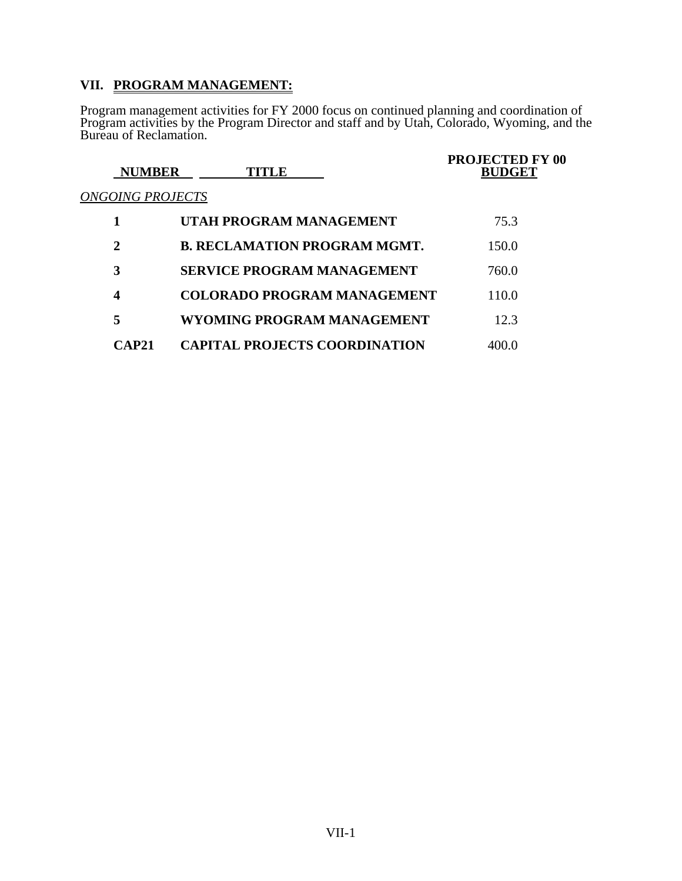## VII. PROGRAM MANAGEMENT:

Program management activities for FY 2000 focus on continued planning and coordination of Program activities by the Program Director and staff and by Utah, Colorado, Wyoming, and the Bureau of Reclamation.

| NUMBER | TITLE | PROJECTED FY 00 BUDGET |
|---|---|---|
| *ONGOING PROJECTS* | | |
| **1** | **UTAH PROGRAM MANAGEMENT** | 75.3 |
| **2** | **B. RECLAMATION PROGRAM MGMT.** | 150.0 |
| **3** | **SERVICE PROGRAM MANAGEMENT** | 760.0 |
| **4** | **COLORADO PROGRAM MANAGEMENT** | 110.0 |
| **5** | **WYOMING PROGRAM MANAGEMENT** | 12.3 |
| **CAP21** | **CAPITAL PROJECTS COORDINATION** | 400.0 |